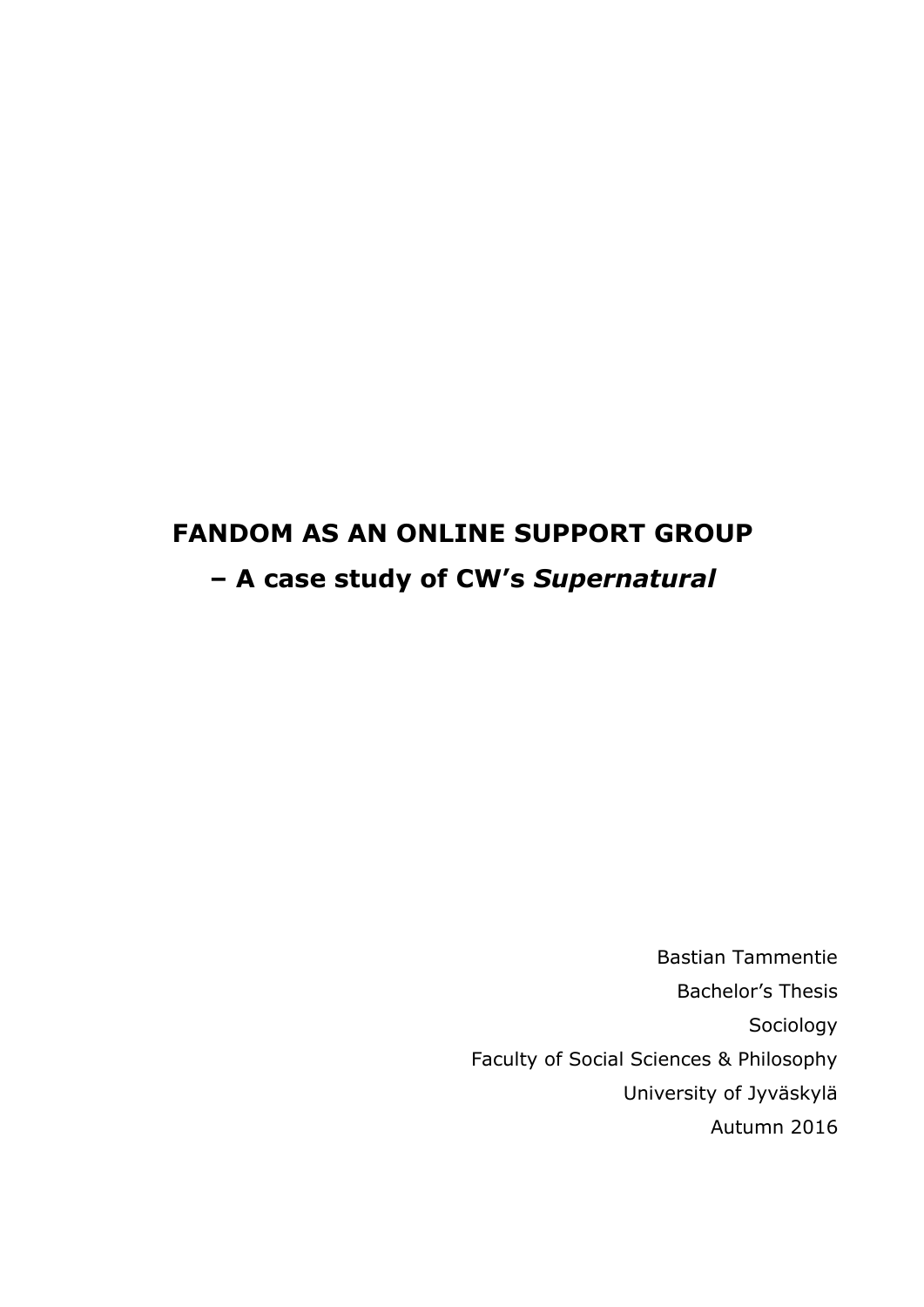# FANDOM AS AN ONLINE SUPPORT GROUP

## – A case study of CW's *Supernatural*

Bastian Tammentie

Bachelor's Thesis

Sociology

Faculty of Social Sciences & Philosophy

University of Jyväskylä

Autumn 2016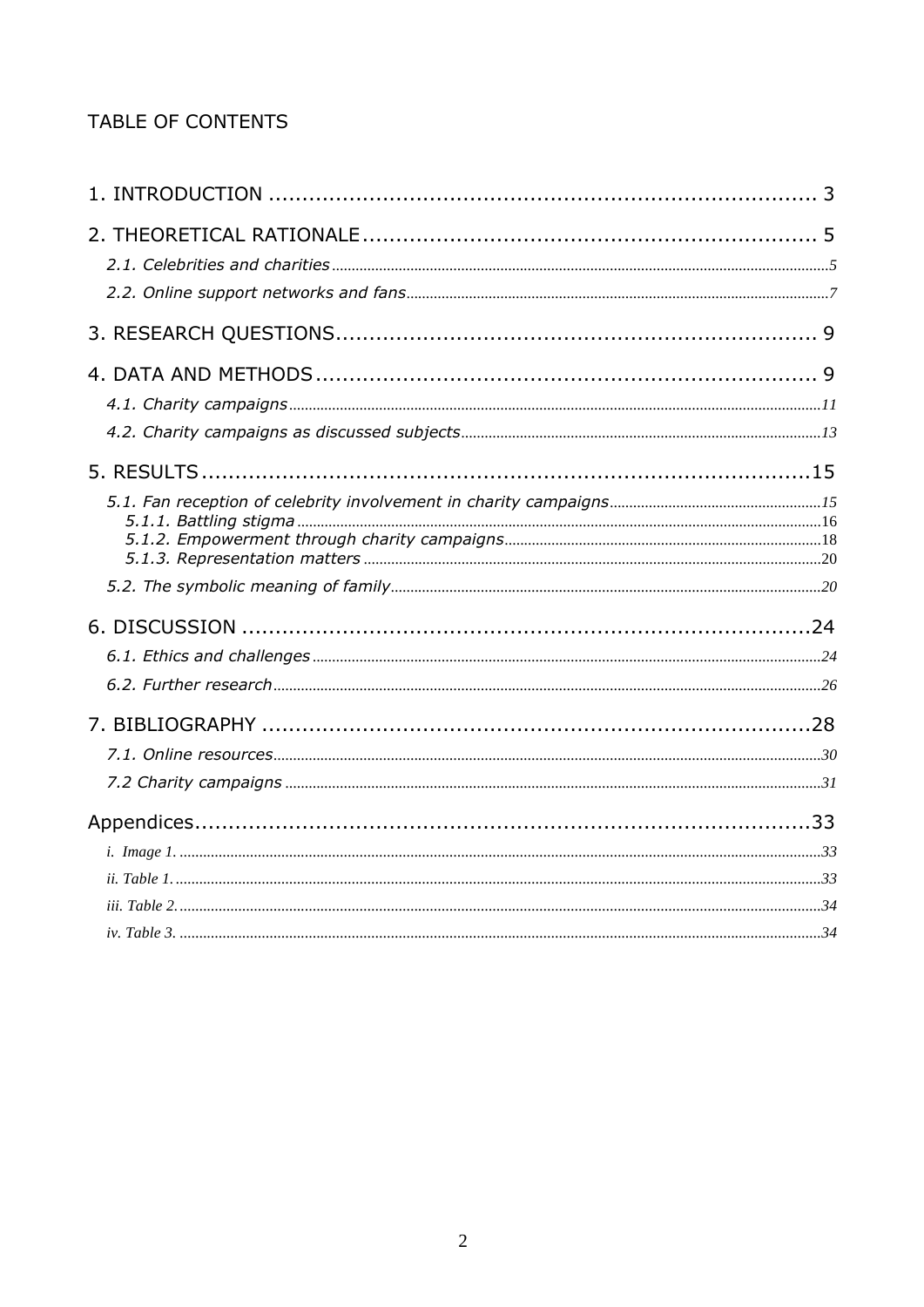TABLE OF CONTENTS

1. INTRODUCTION ........................................................................ 3

2. THEORETICAL RATIONALE ............................................................ 5

*2.1. Celebrities and charities* ........................................................ *5*

*2.2. Online support networks and fans* ............................................ *7*

3. RESEARCH QUESTIONS ................................................................ 9

4. DATA AND METHODS .................................................................. 9

*4.1. Charity campaigns* ................................................................ *11*

*4.2. Charity campaigns as discussed subjects* .................................. *13*

5. RESULTS ................................................................................ 15

*5.1. Fan reception of celebrity involvement in charity campaigns* ........ *15*

*5.1.1. Battling stigma* ................................................................ 16

*5.1.2. Empowerment through charity campaigns* ................................ 18

*5.1.3. Representation matters* ...................................................... 20

*5.2. The symbolic meaning of family* .............................................. *20*

6. DISCUSSION ............................................................................ 24

*6.1. Ethics and challenges* ............................................................ *24*

*6.2. Further research* .................................................................. *26*

7. BIBLIOGRAPHY ........................................................................ 28

*7.1. Online resources* .................................................................. *30*

*7.2 Charity campaigns* ................................................................ *31*

Appendices ................................................................................ 33

*i. Image 1.* ................................................................................ *33*

*ii. Table 1.* ................................................................................ *33*

*iii. Table 2.* .............................................................................. *34*

*iv. Table 3.* .............................................................................. *34*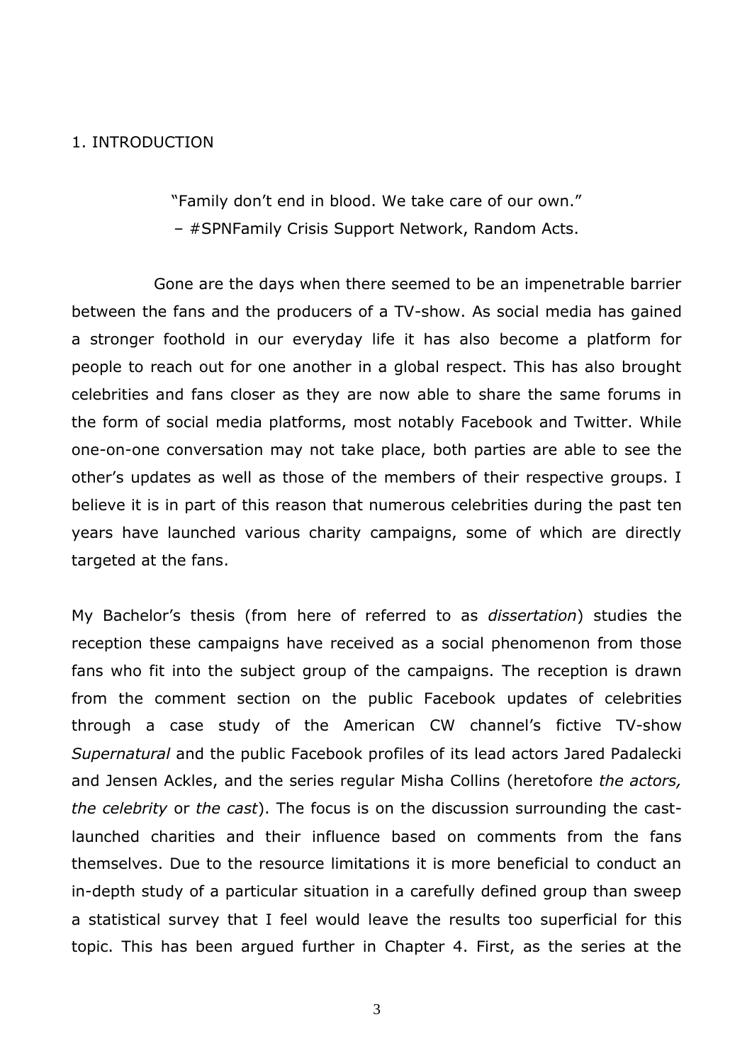# 1. INTRODUCTION

> "Family don't end in blood. We take care of our own."
> – #SPNFamily Crisis Support Network, Random Acts.

Gone are the days when there seemed to be an impenetrable barrier between the fans and the producers of a TV-show. As social media has gained a stronger foothold in our everyday life it has also become a platform for people to reach out for one another in a global respect. This has also brought celebrities and fans closer as they are now able to share the same forums in the form of social media platforms, most notably Facebook and Twitter. While one-on-one conversation may not take place, both parties are able to see the other's updates as well as those of the members of their respective groups. I believe it is in part of this reason that numerous celebrities during the past ten years have launched various charity campaigns, some of which are directly targeted at the fans.

My Bachelor's thesis (from here of referred to as *dissertation*) studies the reception these campaigns have received as a social phenomenon from those fans who fit into the subject group of the campaigns. The reception is drawn from the comment section on the public Facebook updates of celebrities through a case study of the American CW channel's fictive TV-show *Supernatural* and the public Facebook profiles of its lead actors Jared Padalecki and Jensen Ackles, and the series regular Misha Collins (heretofore *the actors, the celebrity* or *the cast*). The focus is on the discussion surrounding the cast-launched charities and their influence based on comments from the fans themselves. Due to the resource limitations it is more beneficial to conduct an in-depth study of a particular situation in a carefully defined group than sweep a statistical survey that I feel would leave the results too superficial for this topic. This has been argued further in Chapter 4. First, as the series at the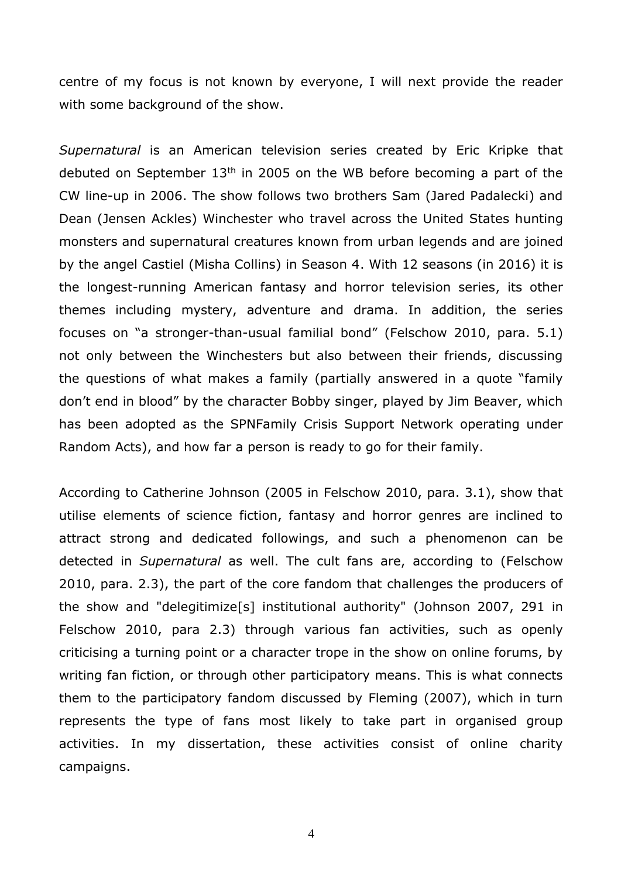centre of my focus is not known by everyone, I will next provide the reader with some background of the show.

*Supernatural* is an American television series created by Eric Kripke that debuted on September 13th in 2005 on the WB before becoming a part of the CW line-up in 2006. The show follows two brothers Sam (Jared Padalecki) and Dean (Jensen Ackles) Winchester who travel across the United States hunting monsters and supernatural creatures known from urban legends and are joined by the angel Castiel (Misha Collins) in Season 4. With 12 seasons (in 2016) it is the longest-running American fantasy and horror television series, its other themes including mystery, adventure and drama. In addition, the series focuses on "a stronger-than-usual familial bond" (Felschow 2010, para. 5.1) not only between the Winchesters but also between their friends, discussing the questions of what makes a family (partially answered in a quote "family don't end in blood" by the character Bobby singer, played by Jim Beaver, which has been adopted as the SPNFamily Crisis Support Network operating under Random Acts), and how far a person is ready to go for their family.

According to Catherine Johnson (2005 in Felschow 2010, para. 3.1), show that utilise elements of science fiction, fantasy and horror genres are inclined to attract strong and dedicated followings, and such a phenomenon can be detected in *Supernatural* as well. The cult fans are, according to (Felschow 2010, para. 2.3), the part of the core fandom that challenges the producers of the show and "delegitimize[s] institutional authority" (Johnson 2007, 291 in Felschow 2010, para 2.3) through various fan activities, such as openly criticising a turning point or a character trope in the show on online forums, by writing fan fiction, or through other participatory means. This is what connects them to the participatory fandom discussed by Fleming (2007), which in turn represents the type of fans most likely to take part in organised group activities. In my dissertation, these activities consist of online charity campaigns.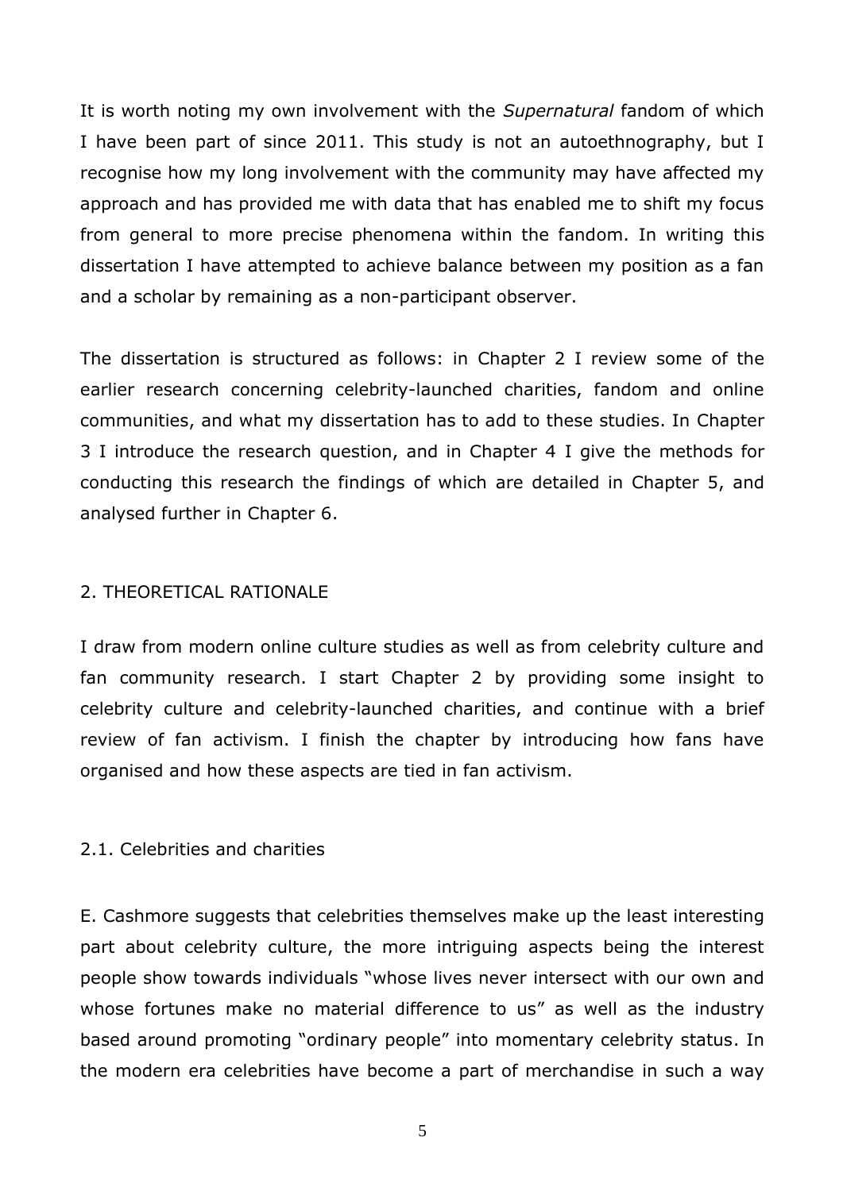It is worth noting my own involvement with the *Supernatural* fandom of which I have been part of since 2011. This study is not an autoethnography, but I recognise how my long involvement with the community may have affected my approach and has provided me with data that has enabled me to shift my focus from general to more precise phenomena within the fandom. In writing this dissertation I have attempted to achieve balance between my position as a fan and a scholar by remaining as a non-participant observer.

The dissertation is structured as follows: in Chapter 2 I review some of the earlier research concerning celebrity-launched charities, fandom and online communities, and what my dissertation has to add to these studies. In Chapter 3 I introduce the research question, and in Chapter 4 I give the methods for conducting this research the findings of which are detailed in Chapter 5, and analysed further in Chapter 6.

## 2. THEORETICAL RATIONALE

I draw from modern online culture studies as well as from celebrity culture and fan community research. I start Chapter 2 by providing some insight to celebrity culture and celebrity-launched charities, and continue with a brief review of fan activism. I finish the chapter by introducing how fans have organised and how these aspects are tied in fan activism.

### 2.1. Celebrities and charities

E. Cashmore suggests that celebrities themselves make up the least interesting part about celebrity culture, the more intriguing aspects being the interest people show towards individuals "whose lives never intersect with our own and whose fortunes make no material difference to us" as well as the industry based around promoting "ordinary people" into momentary celebrity status. In the modern era celebrities have become a part of merchandise in such a way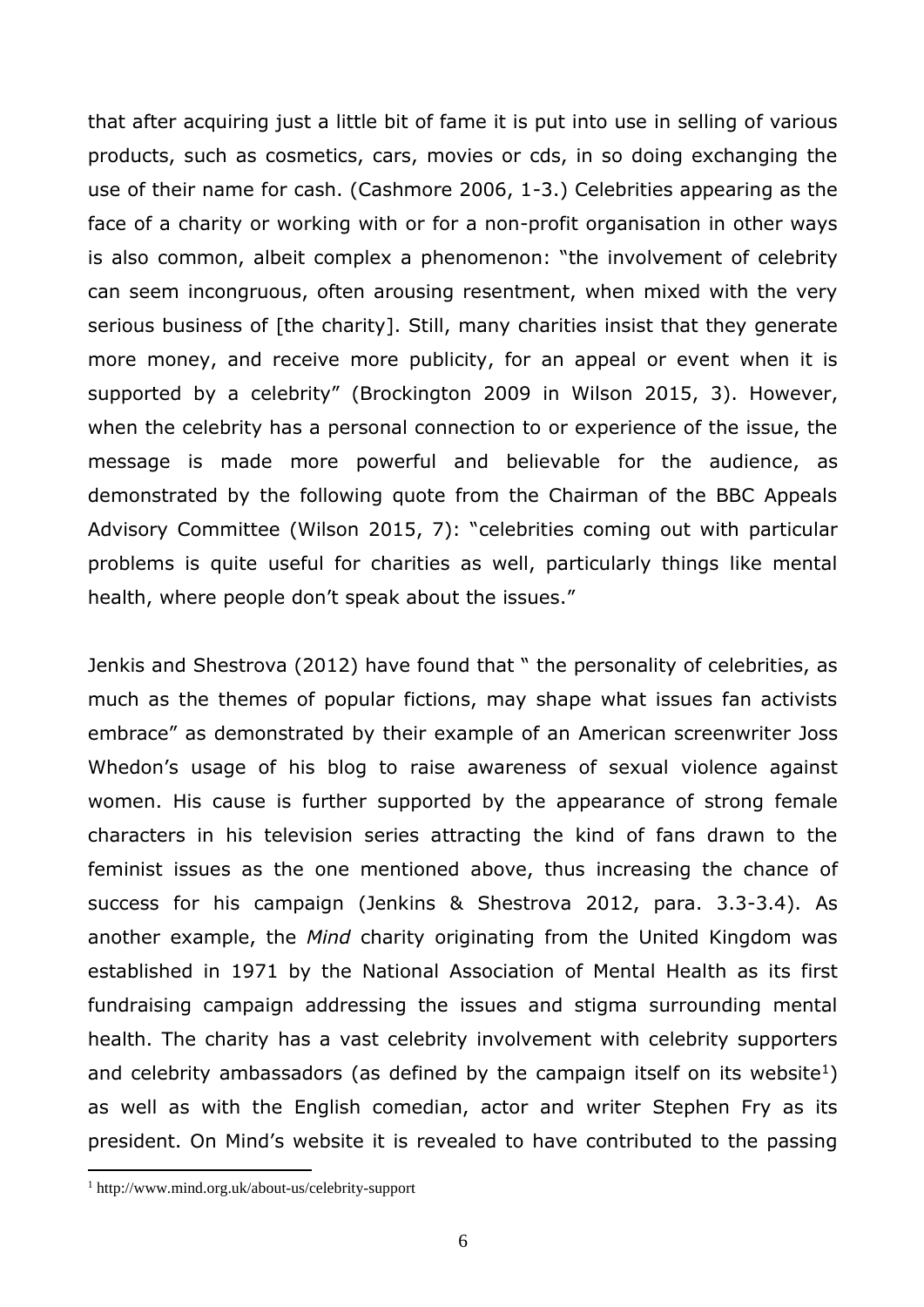that after acquiring just a little bit of fame it is put into use in selling of various products, such as cosmetics, cars, movies or cds, in so doing exchanging the use of their name for cash. (Cashmore 2006, 1-3.) Celebrities appearing as the face of a charity or working with or for a non-profit organisation in other ways is also common, albeit complex a phenomenon: "the involvement of celebrity can seem incongruous, often arousing resentment, when mixed with the very serious business of [the charity]. Still, many charities insist that they generate more money, and receive more publicity, for an appeal or event when it is supported by a celebrity" (Brockington 2009 in Wilson 2015, 3). However, when the celebrity has a personal connection to or experience of the issue, the message is made more powerful and believable for the audience, as demonstrated by the following quote from the Chairman of the BBC Appeals Advisory Committee (Wilson 2015, 7): "celebrities coming out with particular problems is quite useful for charities as well, particularly things like mental health, where people don't speak about the issues."

Jenkis and Shestrova (2012) have found that " the personality of celebrities, as much as the themes of popular fictions, may shape what issues fan activists embrace" as demonstrated by their example of an American screenwriter Joss Whedon's usage of his blog to raise awareness of sexual violence against women. His cause is further supported by the appearance of strong female characters in his television series attracting the kind of fans drawn to the feminist issues as the one mentioned above, thus increasing the chance of success for his campaign (Jenkins & Shestrova 2012, para. 3.3-3.4). As another example, the *Mind* charity originating from the United Kingdom was established in 1971 by the National Association of Mental Health as its first fundraising campaign addressing the issues and stigma surrounding mental health. The charity has a vast celebrity involvement with celebrity supporters and celebrity ambassadors (as defined by the campaign itself on its website[1]) as well as with the English comedian, actor and writer Stephen Fry as its president. On Mind's website it is revealed to have contributed to the passing

[1] http://www.mind.org.uk/about-us/celebrity-support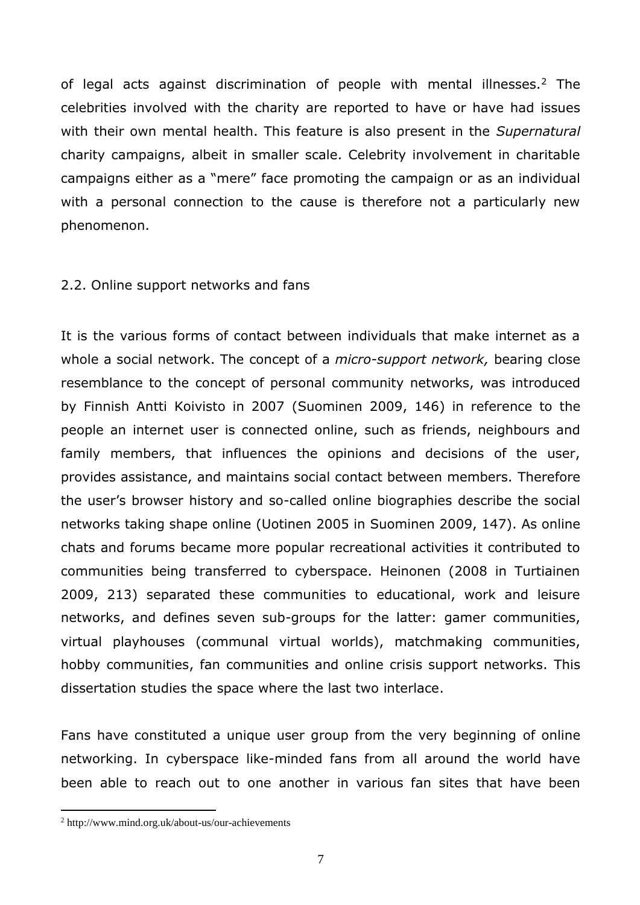of legal acts against discrimination of people with mental illnesses.[2] The celebrities involved with the charity are reported to have or have had issues with their own mental health. This feature is also present in the *Supernatural* charity campaigns, albeit in smaller scale. Celebrity involvement in charitable campaigns either as a "mere" face promoting the campaign or as an individual with a personal connection to the cause is therefore not a particularly new phenomenon.

## 2.2. Online support networks and fans

It is the various forms of contact between individuals that make internet as a whole a social network. The concept of a *micro-support network,* bearing close resemblance to the concept of personal community networks, was introduced by Finnish Antti Koivisto in 2007 (Suominen 2009, 146) in reference to the people an internet user is connected online, such as friends, neighbours and family members, that influences the opinions and decisions of the user, provides assistance, and maintains social contact between members. Therefore the user's browser history and so-called online biographies describe the social networks taking shape online (Uotinen 2005 in Suominen 2009, 147). As online chats and forums became more popular recreational activities it contributed to communities being transferred to cyberspace. Heinonen (2008 in Turtiainen 2009, 213) separated these communities to educational, work and leisure networks, and defines seven sub-groups for the latter: gamer communities, virtual playhouses (communal virtual worlds), matchmaking communities, hobby communities, fan communities and online crisis support networks. This dissertation studies the space where the last two interlace.

Fans have constituted a unique user group from the very beginning of online networking. In cyberspace like-minded fans from all around the world have been able to reach out to one another in various fan sites that have been

[2] http://www.mind.org.uk/about-us/our-achievements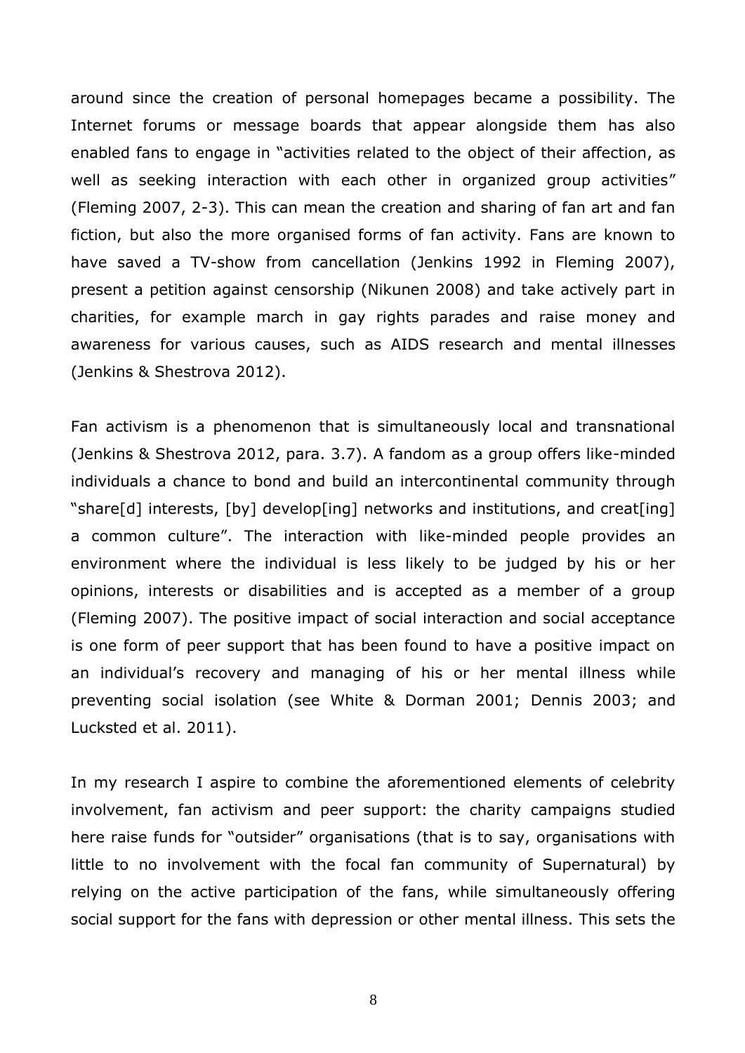around since the creation of personal homepages became a possibility. The Internet forums or message boards that appear alongside them has also enabled fans to engage in "activities related to the object of their affection, as well as seeking interaction with each other in organized group activities" (Fleming 2007, 2-3). This can mean the creation and sharing of fan art and fan fiction, but also the more organised forms of fan activity. Fans are known to have saved a TV-show from cancellation (Jenkins 1992 in Fleming 2007), present a petition against censorship (Nikunen 2008) and take actively part in charities, for example march in gay rights parades and raise money and awareness for various causes, such as AIDS research and mental illnesses (Jenkins & Shestrova 2012).

Fan activism is a phenomenon that is simultaneously local and transnational (Jenkins & Shestrova 2012, para. 3.7). A fandom as a group offers like-minded individuals a chance to bond and build an intercontinental community through "share[d] interests, [by] develop[ing] networks and institutions, and creat[ing] a common culture". The interaction with like-minded people provides an environment where the individual is less likely to be judged by his or her opinions, interests or disabilities and is accepted as a member of a group (Fleming 2007). The positive impact of social interaction and social acceptance is one form of peer support that has been found to have a positive impact on an individual's recovery and managing of his or her mental illness while preventing social isolation (see White & Dorman 2001; Dennis 2003; and Lucksted et al. 2011).

In my research I aspire to combine the aforementioned elements of celebrity involvement, fan activism and peer support: the charity campaigns studied here raise funds for "outsider" organisations (that is to say, organisations with little to no involvement with the focal fan community of Supernatural) by relying on the active participation of the fans, while simultaneously offering social support for the fans with depression or other mental illness. This sets the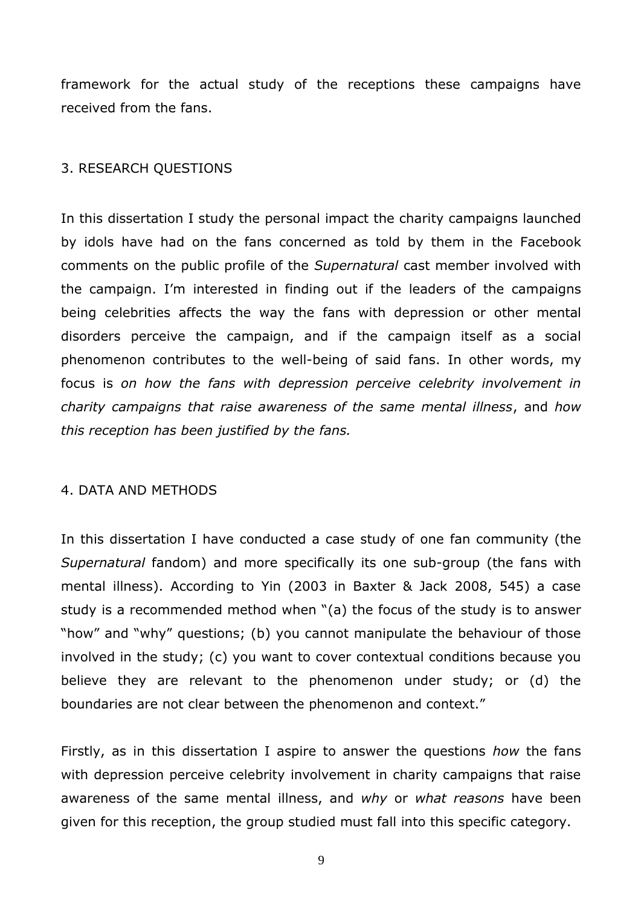framework for the actual study of the receptions these campaigns have received from the fans.

## 3. RESEARCH QUESTIONS

In this dissertation I study the personal impact the charity campaigns launched by idols have had on the fans concerned as told by them in the Facebook comments on the public profile of the *Supernatural* cast member involved with the campaign. I'm interested in finding out if the leaders of the campaigns being celebrities affects the way the fans with depression or other mental disorders perceive the campaign, and if the campaign itself as a social phenomenon contributes to the well-being of said fans. In other words, my focus is *on how the fans with depression perceive celebrity involvement in charity campaigns that raise awareness of the same mental illness*, and *how this reception has been justified by the fans.*

## 4. DATA AND METHODS

In this dissertation I have conducted a case study of one fan community (the *Supernatural* fandom) and more specifically its one sub-group (the fans with mental illness). According to Yin (2003 in Baxter & Jack 2008, 545) a case study is a recommended method when "(a) the focus of the study is to answer "how" and "why" questions; (b) you cannot manipulate the behaviour of those involved in the study; (c) you want to cover contextual conditions because you believe they are relevant to the phenomenon under study; or (d) the boundaries are not clear between the phenomenon and context."

Firstly, as in this dissertation I aspire to answer the questions *how* the fans with depression perceive celebrity involvement in charity campaigns that raise awareness of the same mental illness, and *why* or *what reasons* have been given for this reception, the group studied must fall into this specific category.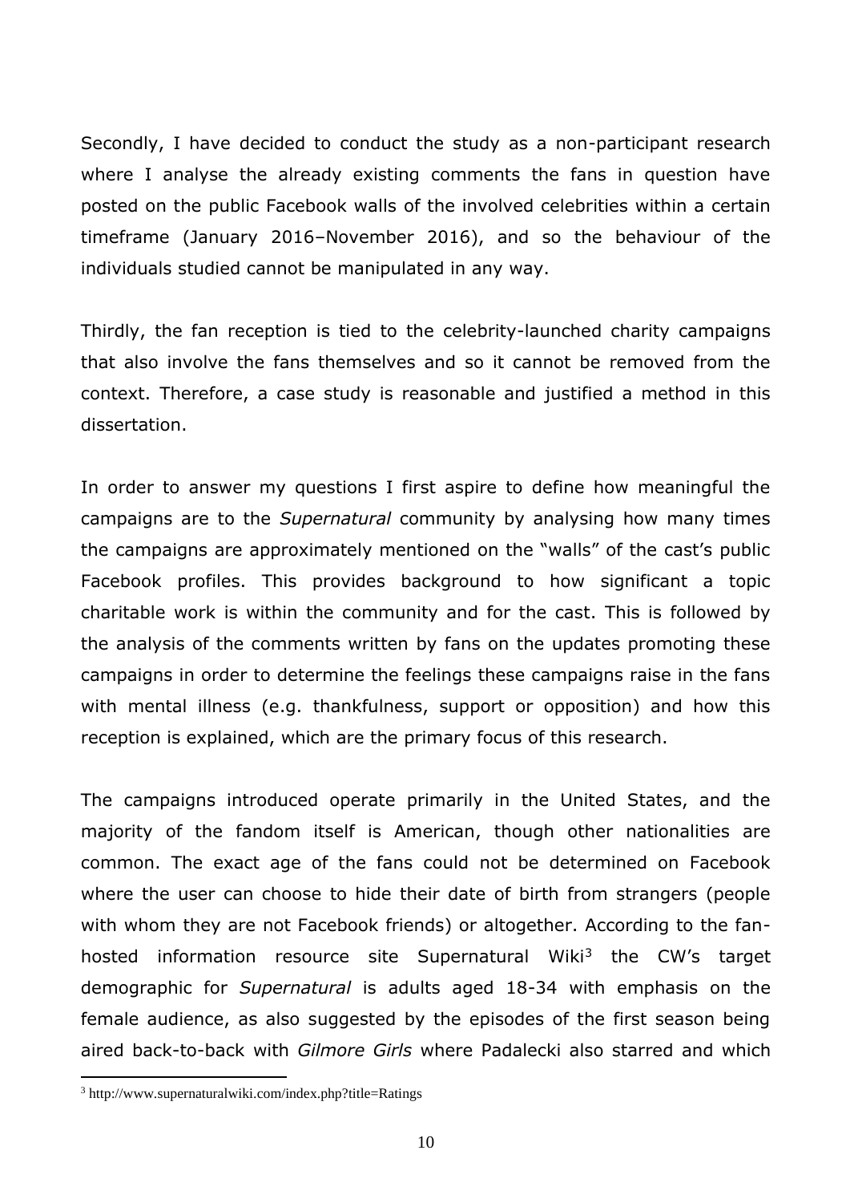Secondly, I have decided to conduct the study as a non-participant research where I analyse the already existing comments the fans in question have posted on the public Facebook walls of the involved celebrities within a certain timeframe (January 2016–November 2016), and so the behaviour of the individuals studied cannot be manipulated in any way.

Thirdly, the fan reception is tied to the celebrity-launched charity campaigns that also involve the fans themselves and so it cannot be removed from the context. Therefore, a case study is reasonable and justified a method in this dissertation.

In order to answer my questions I first aspire to define how meaningful the campaigns are to the *Supernatural* community by analysing how many times the campaigns are approximately mentioned on the "walls" of the cast's public Facebook profiles. This provides background to how significant a topic charitable work is within the community and for the cast. This is followed by the analysis of the comments written by fans on the updates promoting these campaigns in order to determine the feelings these campaigns raise in the fans with mental illness (e.g. thankfulness, support or opposition) and how this reception is explained, which are the primary focus of this research.

The campaigns introduced operate primarily in the United States, and the majority of the fandom itself is American, though other nationalities are common. The exact age of the fans could not be determined on Facebook where the user can choose to hide their date of birth from strangers (people with whom they are not Facebook friends) or altogether. According to the fan-hosted information resource site Supernatural Wiki[3] the CW's target demographic for *Supernatural* is adults aged 18-34 with emphasis on the female audience, as also suggested by the episodes of the first season being aired back-to-back with *Gilmore Girls* where Padalecki also starred and which

[3] http://www.supernaturalwiki.com/index.php?title=Ratings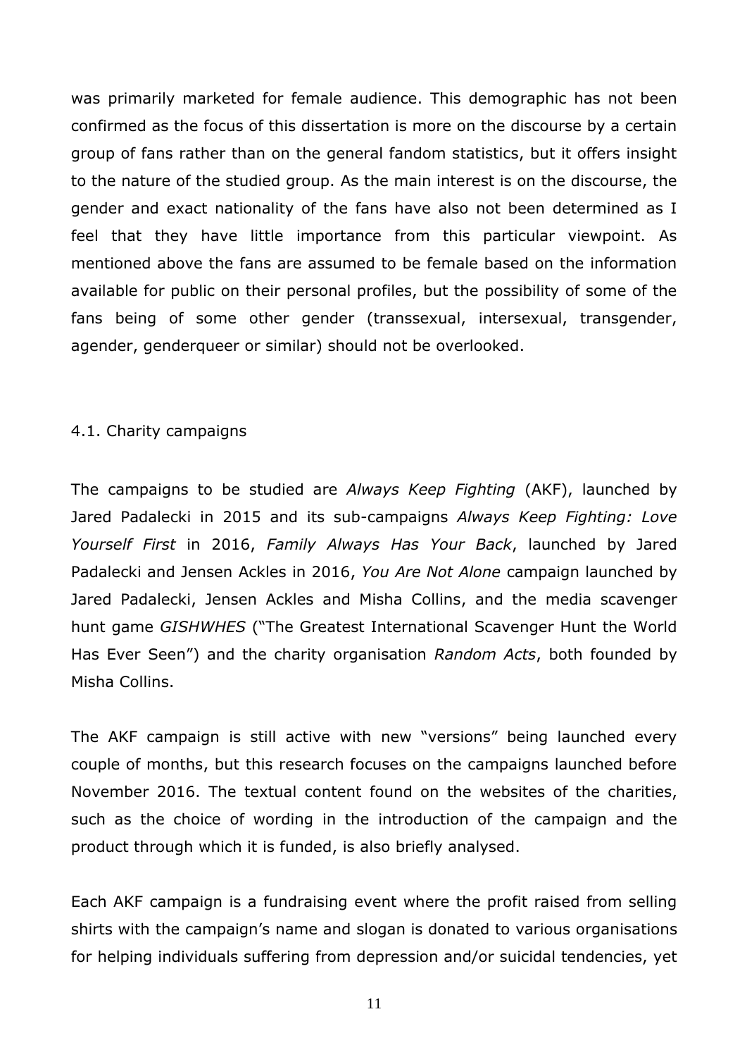was primarily marketed for female audience. This demographic has not been confirmed as the focus of this dissertation is more on the discourse by a certain group of fans rather than on the general fandom statistics, but it offers insight to the nature of the studied group. As the main interest is on the discourse, the gender and exact nationality of the fans have also not been determined as I feel that they have little importance from this particular viewpoint. As mentioned above the fans are assumed to be female based on the information available for public on their personal profiles, but the possibility of some of the fans being of some other gender (transsexual, intersexual, transgender, agender, genderqueer or similar) should not be overlooked.

## 4.1. Charity campaigns

The campaigns to be studied are *Always Keep Fighting* (AKF), launched by Jared Padalecki in 2015 and its sub-campaigns *Always Keep Fighting: Love Yourself First* in 2016, *Family Always Has Your Back*, launched by Jared Padalecki and Jensen Ackles in 2016, *You Are Not Alone* campaign launched by Jared Padalecki, Jensen Ackles and Misha Collins, and the media scavenger hunt game *GISHWHES* ("The Greatest International Scavenger Hunt the World Has Ever Seen") and the charity organisation *Random Acts*, both founded by Misha Collins.

The AKF campaign is still active with new "versions" being launched every couple of months, but this research focuses on the campaigns launched before November 2016. The textual content found on the websites of the charities, such as the choice of wording in the introduction of the campaign and the product through which it is funded, is also briefly analysed.

Each AKF campaign is a fundraising event where the profit raised from selling shirts with the campaign's name and slogan is donated to various organisations for helping individuals suffering from depression and/or suicidal tendencies, yet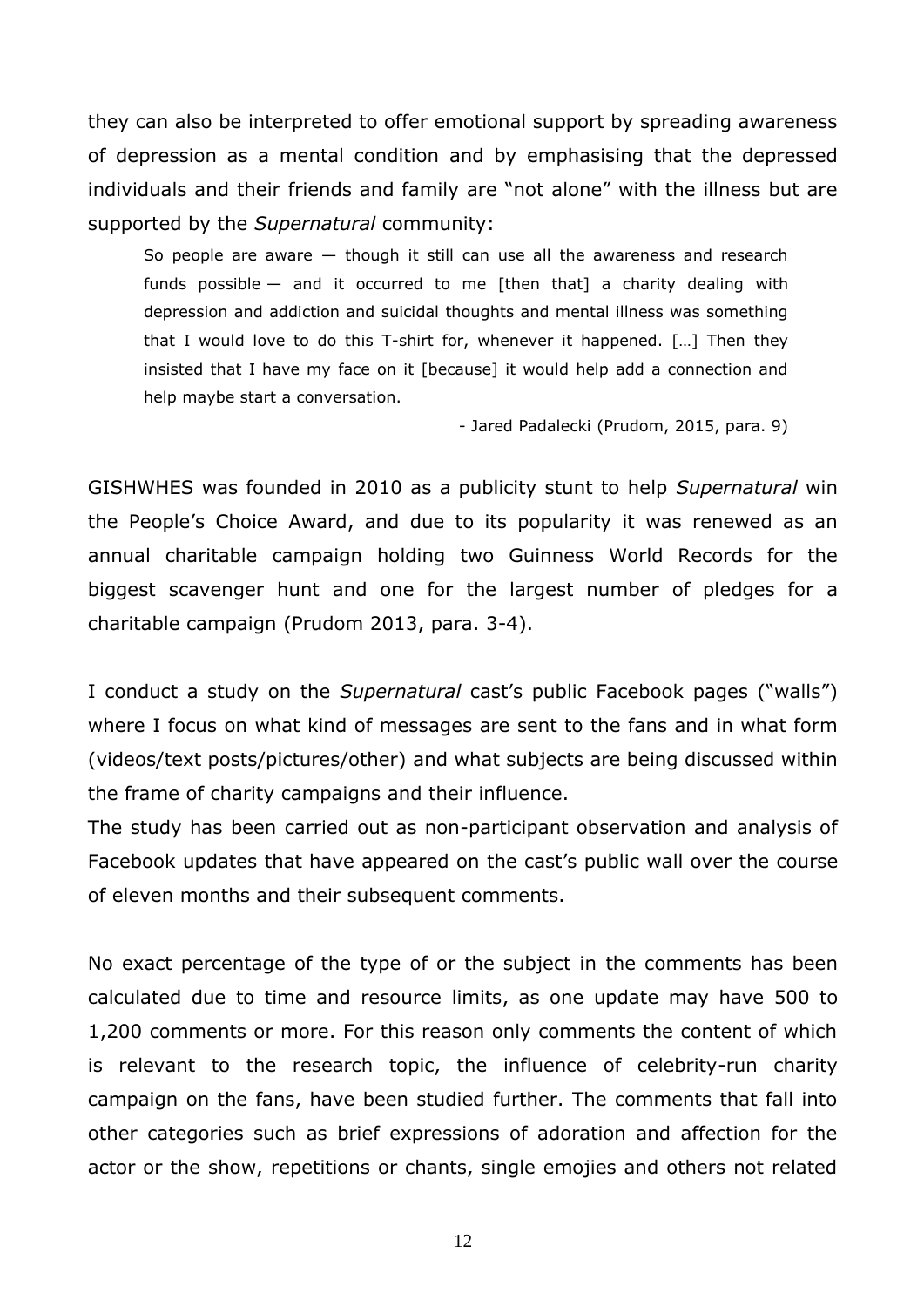they can also be interpreted to offer emotional support by spreading awareness of depression as a mental condition and by emphasising that the depressed individuals and their friends and family are "not alone" with the illness but are supported by the *Supernatural* community:

> So people are aware — though it still can use all the awareness and research funds possible — and it occurred to me [then that] a charity dealing with depression and addiction and suicidal thoughts and mental illness was something that I would love to do this T-shirt for, whenever it happened. […] Then they insisted that I have my face on it [because] it would help add a connection and help maybe start a conversation.
>
> - Jared Padalecki (Prudom, 2015, para. 9)

GISHWHES was founded in 2010 as a publicity stunt to help *Supernatural* win the People's Choice Award, and due to its popularity it was renewed as an annual charitable campaign holding two Guinness World Records for the biggest scavenger hunt and one for the largest number of pledges for a charitable campaign (Prudom 2013, para. 3-4).

I conduct a study on the *Supernatural* cast's public Facebook pages ("walls") where I focus on what kind of messages are sent to the fans and in what form (videos/text posts/pictures/other) and what subjects are being discussed within the frame of charity campaigns and their influence.
The study has been carried out as non-participant observation and analysis of Facebook updates that have appeared on the cast's public wall over the course of eleven months and their subsequent comments.

No exact percentage of the type of or the subject in the comments has been calculated due to time and resource limits, as one update may have 500 to 1,200 comments or more. For this reason only comments the content of which is relevant to the research topic, the influence of celebrity-run charity campaign on the fans, have been studied further. The comments that fall into other categories such as brief expressions of adoration and affection for the actor or the show, repetitions or chants, single emojies and others not related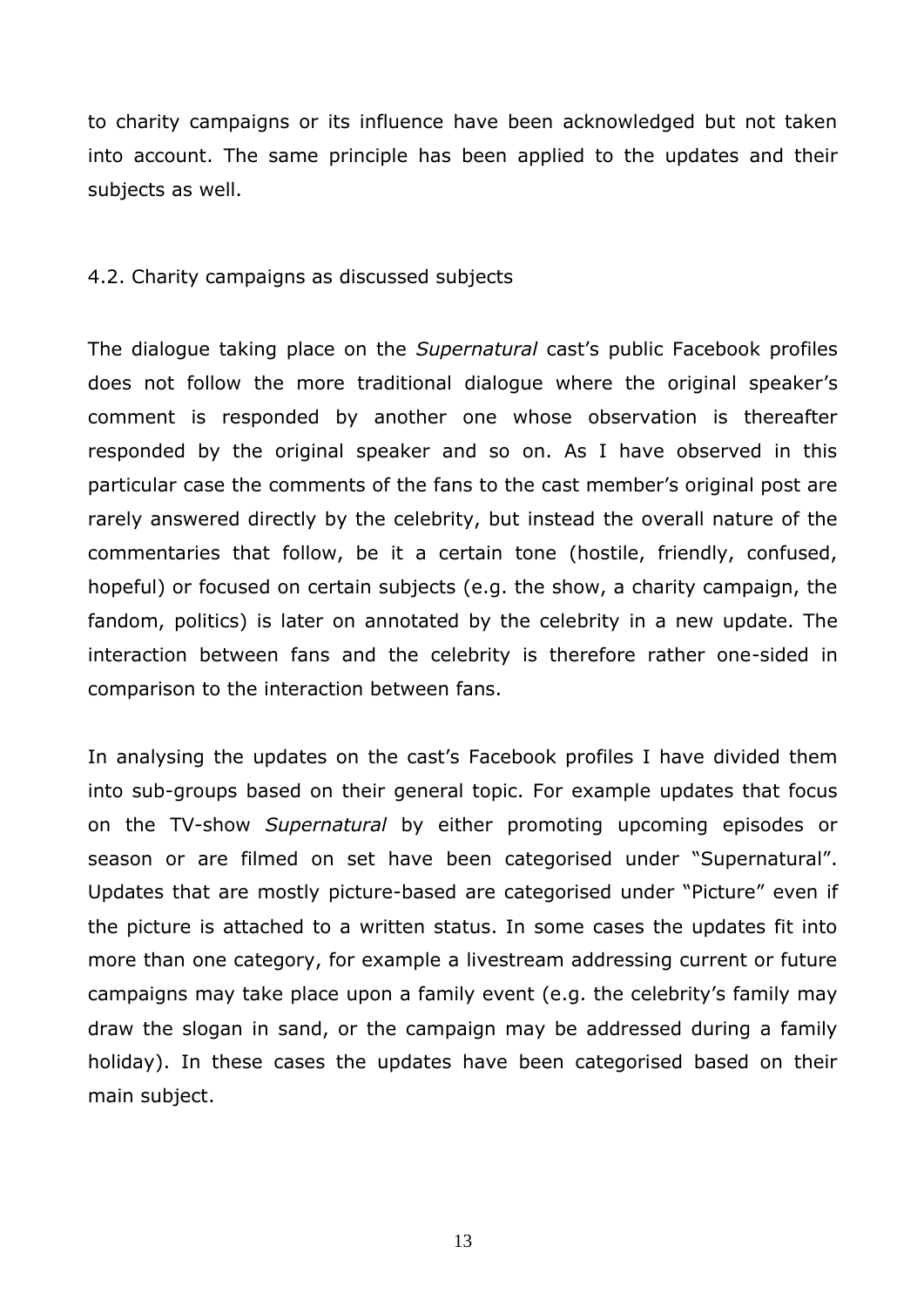to charity campaigns or its influence have been acknowledged but not taken into account. The same principle has been applied to the updates and their subjects as well.

## 4.2. Charity campaigns as discussed subjects

The dialogue taking place on the *Supernatural* cast's public Facebook profiles does not follow the more traditional dialogue where the original speaker's comment is responded by another one whose observation is thereafter responded by the original speaker and so on. As I have observed in this particular case the comments of the fans to the cast member's original post are rarely answered directly by the celebrity, but instead the overall nature of the commentaries that follow, be it a certain tone (hostile, friendly, confused, hopeful) or focused on certain subjects (e.g. the show, a charity campaign, the fandom, politics) is later on annotated by the celebrity in a new update. The interaction between fans and the celebrity is therefore rather one-sided in comparison to the interaction between fans.

In analysing the updates on the cast's Facebook profiles I have divided them into sub-groups based on their general topic. For example updates that focus on the TV-show *Supernatural* by either promoting upcoming episodes or season or are filmed on set have been categorised under "Supernatural". Updates that are mostly picture-based are categorised under "Picture" even if the picture is attached to a written status. In some cases the updates fit into more than one category, for example a livestream addressing current or future campaigns may take place upon a family event (e.g. the celebrity's family may draw the slogan in sand, or the campaign may be addressed during a family holiday). In these cases the updates have been categorised based on their main subject.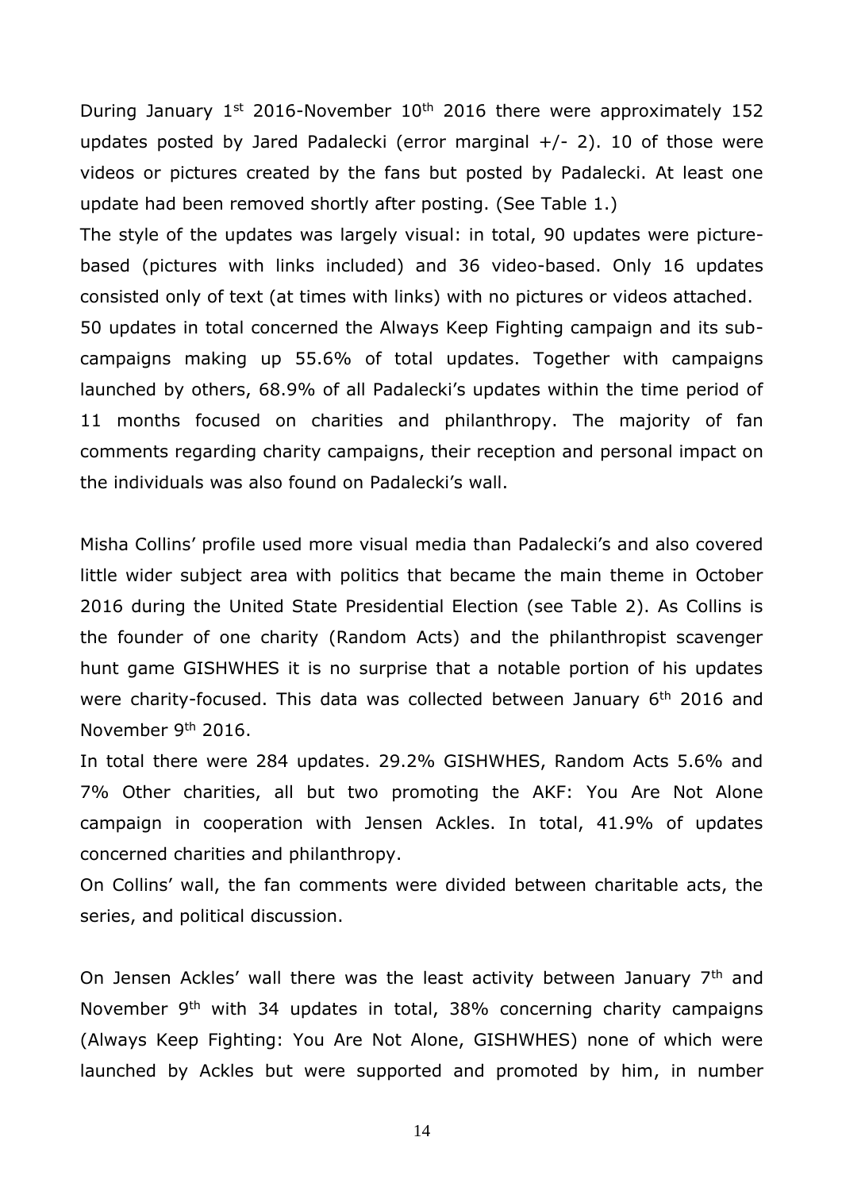During January 1st 2016-November 10th 2016 there were approximately 152 updates posted by Jared Padalecki (error marginal +/- 2). 10 of those were videos or pictures created by the fans but posted by Padalecki. At least one update had been removed shortly after posting. (See Table 1.)

The style of the updates was largely visual: in total, 90 updates were picture-based (pictures with links included) and 36 video-based. Only 16 updates consisted only of text (at times with links) with no pictures or videos attached.

50 updates in total concerned the Always Keep Fighting campaign and its sub-campaigns making up 55.6% of total updates. Together with campaigns launched by others, 68.9% of all Padalecki's updates within the time period of 11 months focused on charities and philanthropy. The majority of fan comments regarding charity campaigns, their reception and personal impact on the individuals was also found on Padalecki's wall.

Misha Collins' profile used more visual media than Padalecki's and also covered little wider subject area with politics that became the main theme in October 2016 during the United State Presidential Election (see Table 2). As Collins is the founder of one charity (Random Acts) and the philanthropist scavenger hunt game GISHWHES it is no surprise that a notable portion of his updates were charity-focused. This data was collected between January 6th 2016 and November 9th 2016.

In total there were 284 updates. 29.2% GISHWHES, Random Acts 5.6% and 7% Other charities, all but two promoting the AKF: You Are Not Alone campaign in cooperation with Jensen Ackles. In total, 41.9% of updates concerned charities and philanthropy.

On Collins' wall, the fan comments were divided between charitable acts, the series, and political discussion.

On Jensen Ackles' wall there was the least activity between January 7th and November 9th with 34 updates in total, 38% concerning charity campaigns (Always Keep Fighting: You Are Not Alone, GISHWHES) none of which were launched by Ackles but were supported and promoted by him, in number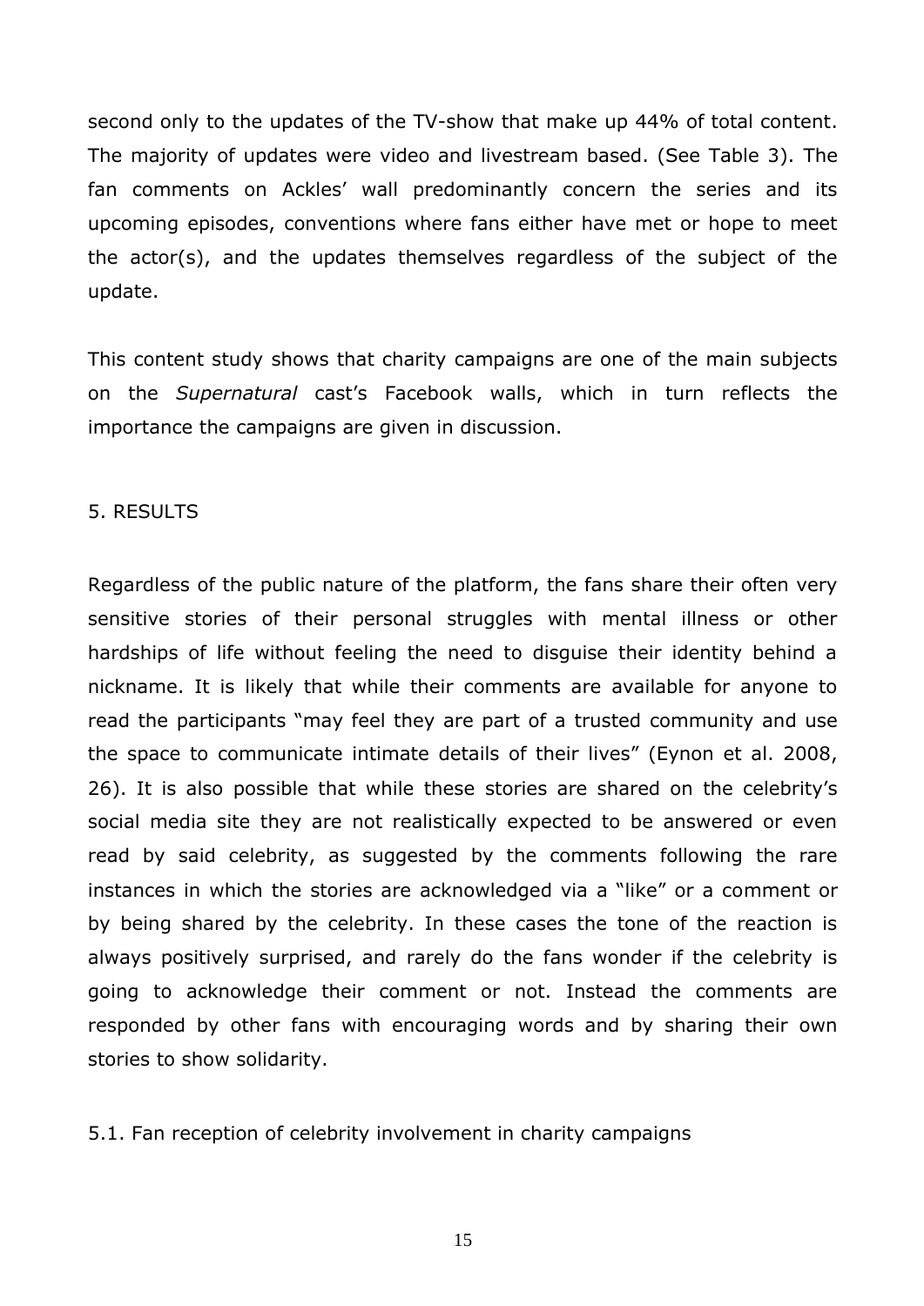second only to the updates of the TV-show that make up 44% of total content. The majority of updates were video and livestream based. (See Table 3). The fan comments on Ackles' wall predominantly concern the series and its upcoming episodes, conventions where fans either have met or hope to meet the actor(s), and the updates themselves regardless of the subject of the update.

This content study shows that charity campaigns are one of the main subjects on the *Supernatural* cast's Facebook walls, which in turn reflects the importance the campaigns are given in discussion.

## 5. RESULTS

Regardless of the public nature of the platform, the fans share their often very sensitive stories of their personal struggles with mental illness or other hardships of life without feeling the need to disguise their identity behind a nickname. It is likely that while their comments are available for anyone to read the participants "may feel they are part of a trusted community and use the space to communicate intimate details of their lives" (Eynon et al. 2008, 26). It is also possible that while these stories are shared on the celebrity's social media site they are not realistically expected to be answered or even read by said celebrity, as suggested by the comments following the rare instances in which the stories are acknowledged via a "like" or a comment or by being shared by the celebrity. In these cases the tone of the reaction is always positively surprised, and rarely do the fans wonder if the celebrity is going to acknowledge their comment or not. Instead the comments are responded by other fans with encouraging words and by sharing their own stories to show solidarity.

### 5.1. Fan reception of celebrity involvement in charity campaigns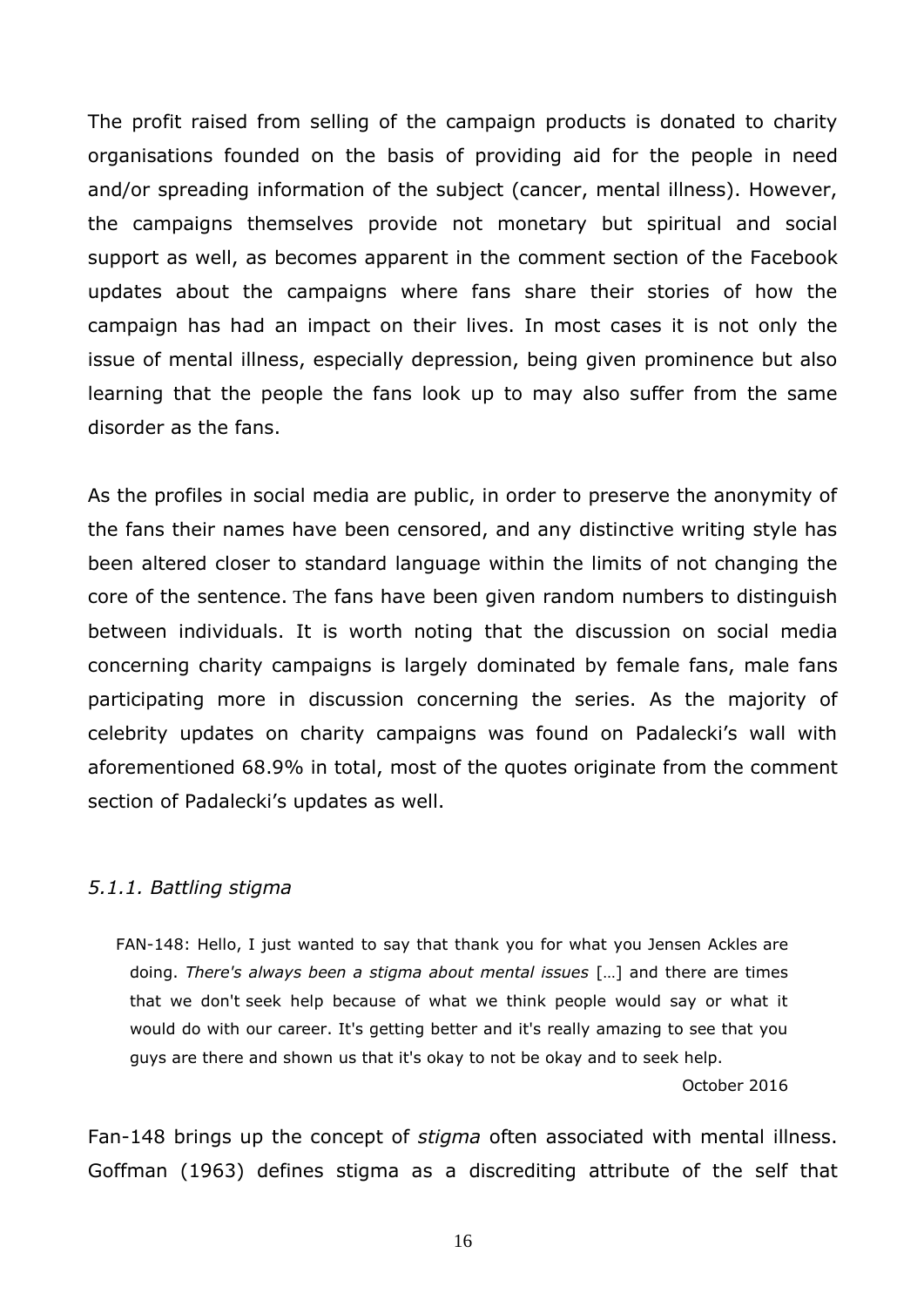The profit raised from selling of the campaign products is donated to charity organisations founded on the basis of providing aid for the people in need and/or spreading information of the subject (cancer, mental illness). However, the campaigns themselves provide not monetary but spiritual and social support as well, as becomes apparent in the comment section of the Facebook updates about the campaigns where fans share their stories of how the campaign has had an impact on their lives. In most cases it is not only the issue of mental illness, especially depression, being given prominence but also learning that the people the fans look up to may also suffer from the same disorder as the fans.

As the profiles in social media are public, in order to preserve the anonymity of the fans their names have been censored, and any distinctive writing style has been altered closer to standard language within the limits of not changing the core of the sentence. The fans have been given random numbers to distinguish between individuals. It is worth noting that the discussion on social media concerning charity campaigns is largely dominated by female fans, male fans participating more in discussion concerning the series. As the majority of celebrity updates on charity campaigns was found on Padalecki's wall with aforementioned 68.9% in total, most of the quotes originate from the comment section of Padalecki's updates as well.

### *5.1.1. Battling stigma*

> FAN-148: Hello, I just wanted to say that thank you for what you Jensen Ackles are doing. *There's always been a stigma about mental issues* […] and there are times that we don't seek help because of what we think people would say or what it would do with our career. It's getting better and it's really amazing to see that you guys are there and shown us that it's okay to not be okay and to seek help.
>
> October 2016

Fan-148 brings up the concept of *stigma* often associated with mental illness. Goffman (1963) defines stigma as a discrediting attribute of the self that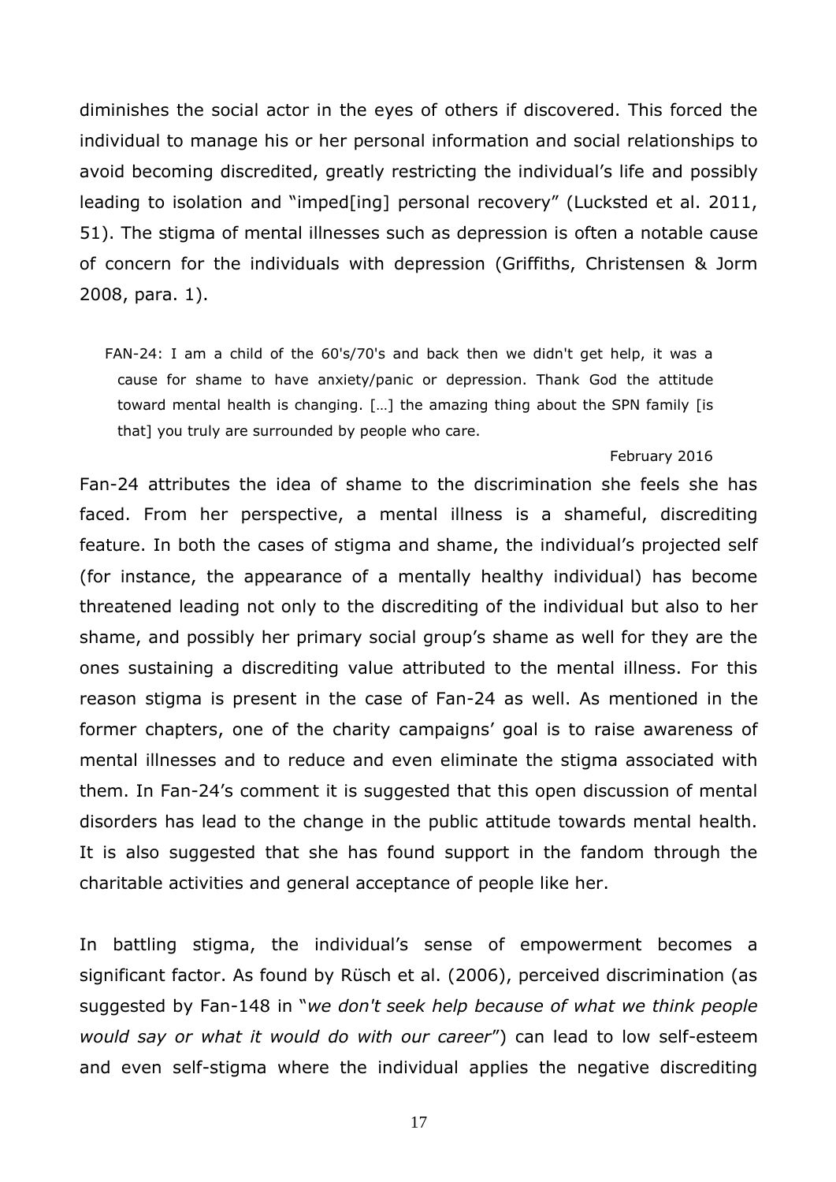diminishes the social actor in the eyes of others if discovered. This forced the individual to manage his or her personal information and social relationships to avoid becoming discredited, greatly restricting the individual's life and possibly leading to isolation and "imped[ing] personal recovery" (Lucksted et al. 2011, 51). The stigma of mental illnesses such as depression is often a notable cause of concern for the individuals with depression (Griffiths, Christensen & Jorm 2008, para. 1).

> FAN-24: I am a child of the 60's/70's and back then we didn't get help, it was a cause for shame to have anxiety/panic or depression. Thank God the attitude toward mental health is changing. […] the amazing thing about the SPN family [is that] you truly are surrounded by people who care.
>
> February 2016

Fan-24 attributes the idea of shame to the discrimination she feels she has faced. From her perspective, a mental illness is a shameful, discrediting feature. In both the cases of stigma and shame, the individual's projected self (for instance, the appearance of a mentally healthy individual) has become threatened leading not only to the discrediting of the individual but also to her shame, and possibly her primary social group's shame as well for they are the ones sustaining a discrediting value attributed to the mental illness. For this reason stigma is present in the case of Fan-24 as well. As mentioned in the former chapters, one of the charity campaigns' goal is to raise awareness of mental illnesses and to reduce and even eliminate the stigma associated with them. In Fan-24's comment it is suggested that this open discussion of mental disorders has lead to the change in the public attitude towards mental health. It is also suggested that she has found support in the fandom through the charitable activities and general acceptance of people like her.

In battling stigma, the individual's sense of empowerment becomes a significant factor. As found by Rüsch et al. (2006), perceived discrimination (as suggested by Fan-148 in "*we don't seek help because of what we think people would say or what it would do with our career*") can lead to low self-esteem and even self-stigma where the individual applies the negative discrediting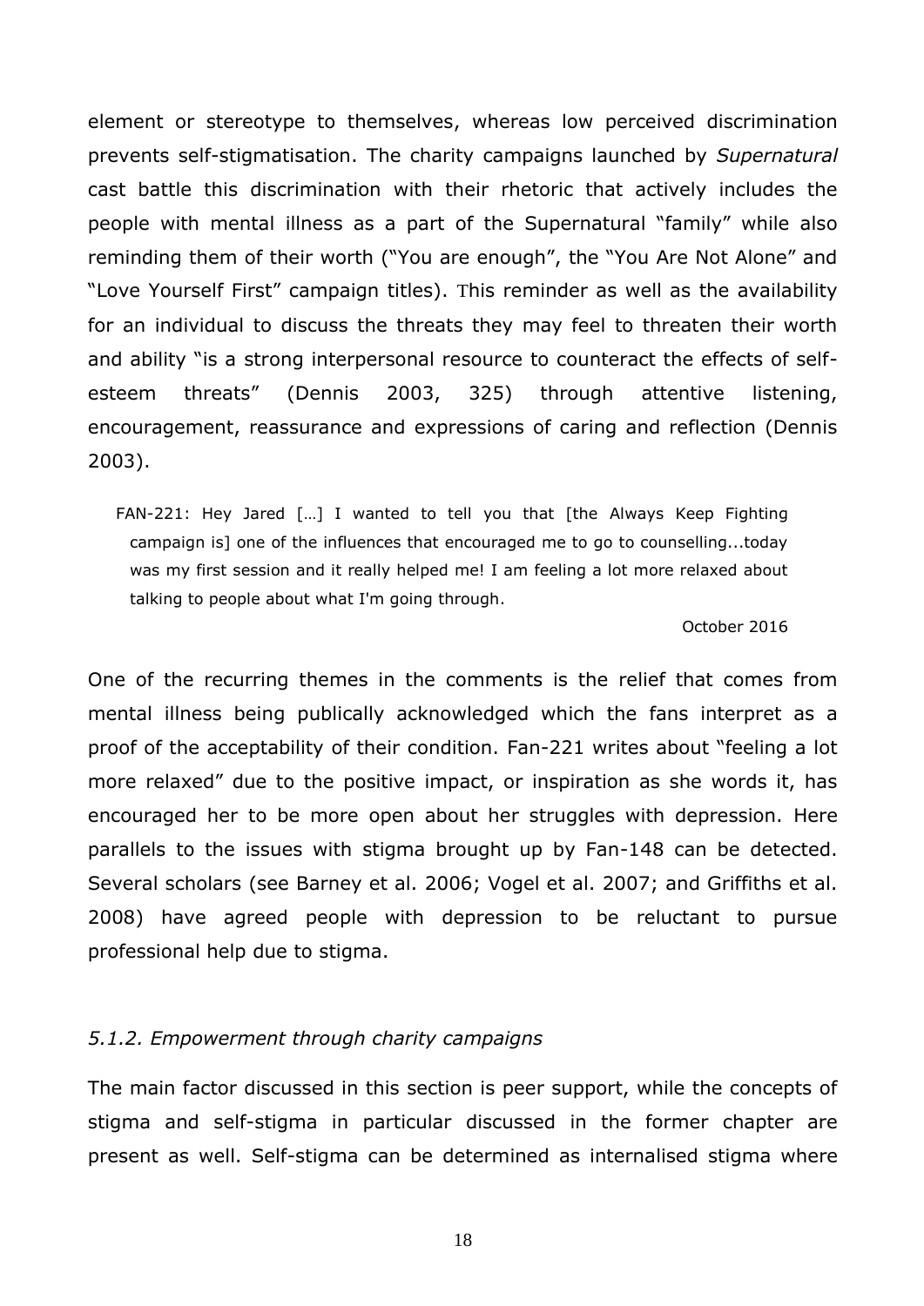element or stereotype to themselves, whereas low perceived discrimination prevents self-stigmatisation. The charity campaigns launched by *Supernatural* cast battle this discrimination with their rhetoric that actively includes the people with mental illness as a part of the Supernatural "family" while also reminding them of their worth ("You are enough", the "You Are Not Alone" and "Love Yourself First" campaign titles). This reminder as well as the availability for an individual to discuss the threats they may feel to threaten their worth and ability "is a strong interpersonal resource to counteract the effects of self-esteem threats" (Dennis 2003, 325) through attentive listening, encouragement, reassurance and expressions of caring and reflection (Dennis 2003).

> FAN-221: Hey Jared […] I wanted to tell you that [the Always Keep Fighting campaign is] one of the influences that encouraged me to go to counselling...today was my first session and it really helped me! I am feeling a lot more relaxed about talking to people about what I'm going through.
>
> October 2016

One of the recurring themes in the comments is the relief that comes from mental illness being publically acknowledged which the fans interpret as a proof of the acceptability of their condition. Fan-221 writes about "feeling a lot more relaxed" due to the positive impact, or inspiration as she words it, has encouraged her to be more open about her struggles with depression. Here parallels to the issues with stigma brought up by Fan-148 can be detected. Several scholars (see Barney et al. 2006; Vogel et al. 2007; and Griffiths et al. 2008) have agreed people with depression to be reluctant to pursue professional help due to stigma.

#### *5.1.2. Empowerment through charity campaigns*

The main factor discussed in this section is peer support, while the concepts of stigma and self-stigma in particular discussed in the former chapter are present as well. Self-stigma can be determined as internalised stigma where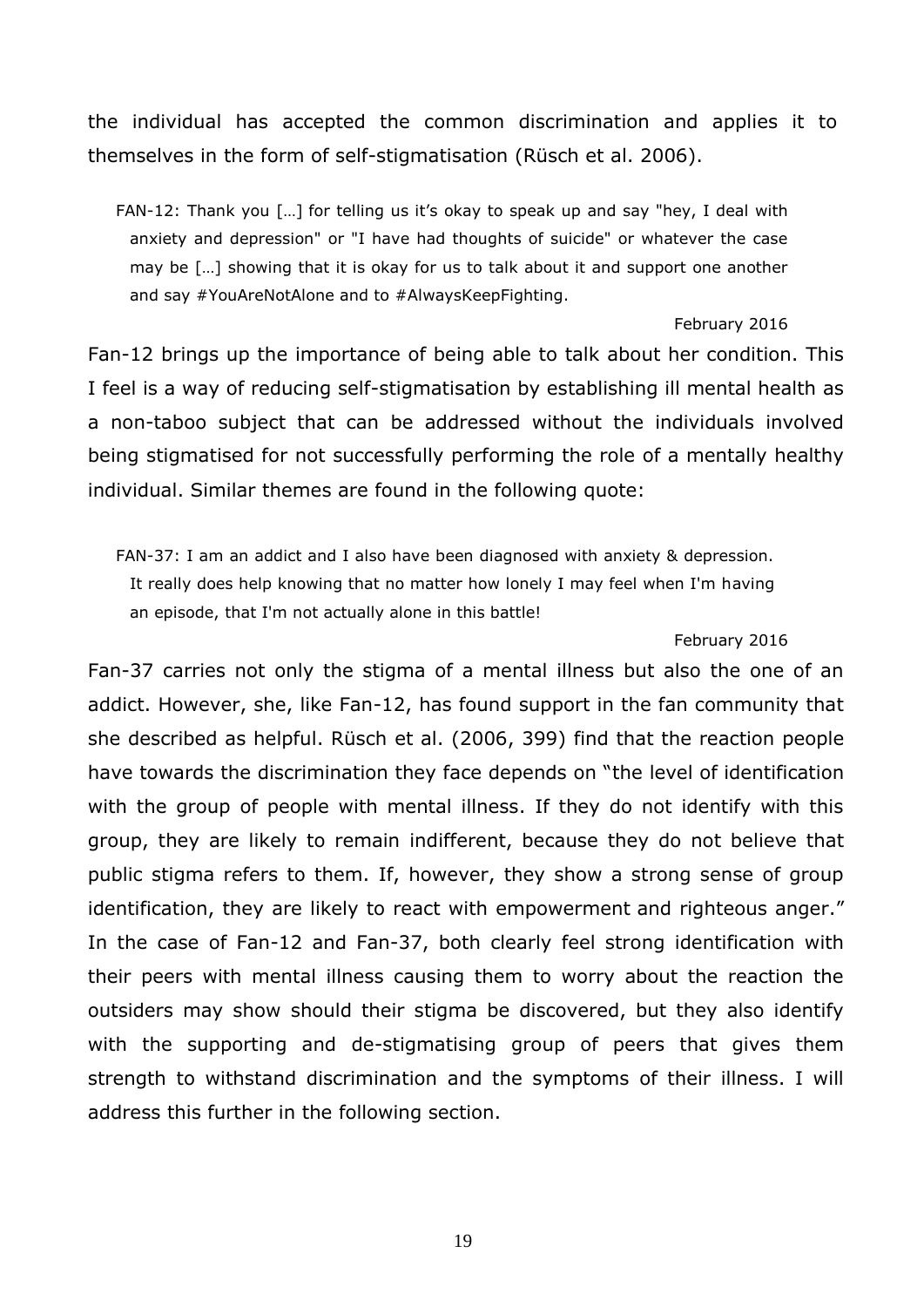the individual has accepted the common discrimination and applies it to themselves in the form of self-stigmatisation (Rüsch et al. 2006).

> FAN-12: Thank you […] for telling us it's okay to speak up and say "hey, I deal with anxiety and depression" or "I have had thoughts of suicide" or whatever the case may be […] showing that it is okay for us to talk about it and support one another and say #YouAreNotAlone and to #AlwaysKeepFighting.
>
> February 2016

Fan-12 brings up the importance of being able to talk about her condition. This I feel is a way of reducing self-stigmatisation by establishing ill mental health as a non-taboo subject that can be addressed without the individuals involved being stigmatised for not successfully performing the role of a mentally healthy individual. Similar themes are found in the following quote:

> FAN-37: I am an addict and I also have been diagnosed with anxiety & depression. It really does help knowing that no matter how lonely I may feel when I'm having an episode, that I'm not actually alone in this battle!
>
> February 2016

Fan-37 carries not only the stigma of a mental illness but also the one of an addict. However, she, like Fan-12, has found support in the fan community that she described as helpful. Rüsch et al. (2006, 399) find that the reaction people have towards the discrimination they face depends on "the level of identification with the group of people with mental illness. If they do not identify with this group, they are likely to remain indifferent, because they do not believe that public stigma refers to them. If, however, they show a strong sense of group identification, they are likely to react with empowerment and righteous anger." In the case of Fan-12 and Fan-37, both clearly feel strong identification with their peers with mental illness causing them to worry about the reaction the outsiders may show should their stigma be discovered, but they also identify with the supporting and de-stigmatising group of peers that gives them strength to withstand discrimination and the symptoms of their illness. I will address this further in the following section.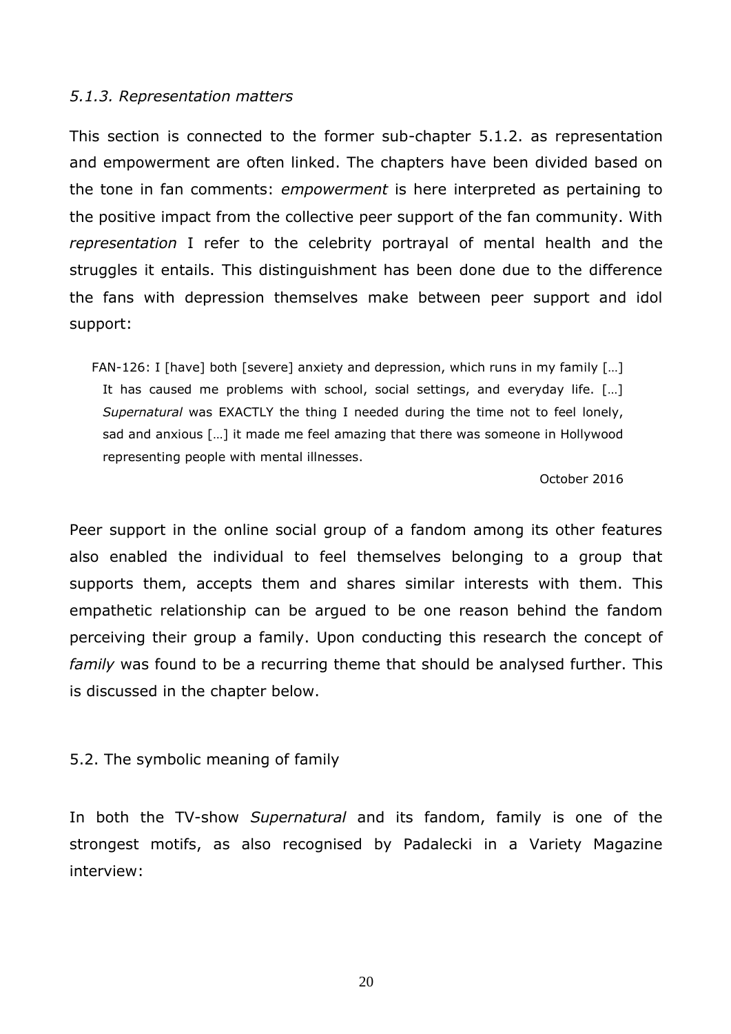### *5.1.3. Representation matters*

This section is connected to the former sub-chapter 5.1.2. as representation and empowerment are often linked. The chapters have been divided based on the tone in fan comments: *empowerment* is here interpreted as pertaining to the positive impact from the collective peer support of the fan community. With *representation* I refer to the celebrity portrayal of mental health and the struggles it entails. This distinguishment has been done due to the difference the fans with depression themselves make between peer support and idol support:

> FAN-126: I [have] both [severe] anxiety and depression, which runs in my family […] It has caused me problems with school, social settings, and everyday life. […] *Supernatural* was EXACTLY the thing I needed during the time not to feel lonely, sad and anxious […] it made me feel amazing that there was someone in Hollywood representing people with mental illnesses.
>
> October 2016

Peer support in the online social group of a fandom among its other features also enabled the individual to feel themselves belonging to a group that supports them, accepts them and shares similar interests with them. This empathetic relationship can be argued to be one reason behind the fandom perceiving their group a family. Upon conducting this research the concept of *family* was found to be a recurring theme that should be analysed further. This is discussed in the chapter below.

## 5.2. The symbolic meaning of family

In both the TV-show *Supernatural* and its fandom, family is one of the strongest motifs, as also recognised by Padalecki in a Variety Magazine interview: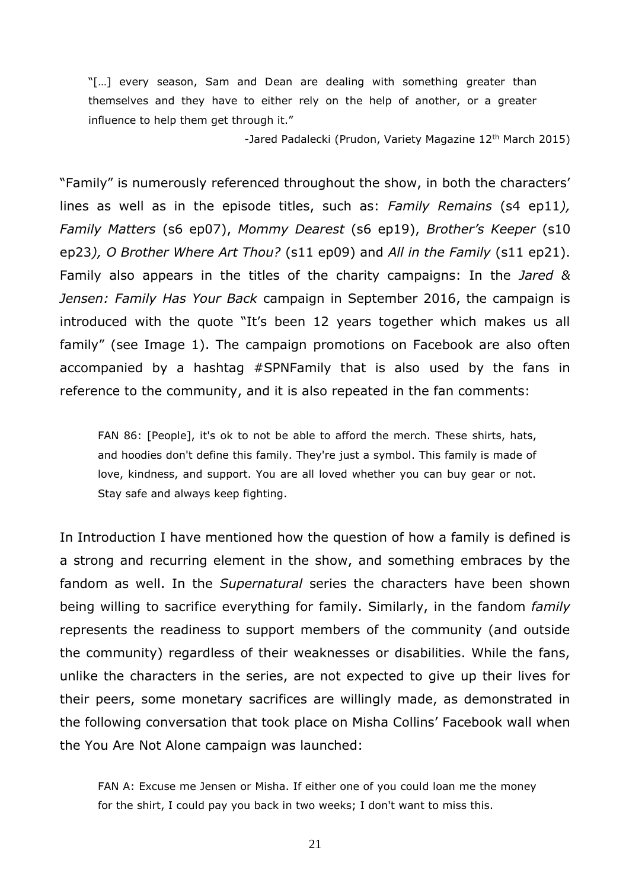> "[…] every season, Sam and Dean are dealing with something greater than themselves and they have to either rely on the help of another, or a greater influence to help them get through it."
>
> -Jared Padalecki (Prudon, Variety Magazine 12th March 2015)

"Family" is numerously referenced throughout the show, in both the characters' lines as well as in the episode titles, such as: *Family Remains* (s4 ep11*), Family Matters* (s6 ep07), *Mommy Dearest* (s6 ep19), *Brother's Keeper* (s10 ep23*), O Brother Where Art Thou?* (s11 ep09) and *All in the Family* (s11 ep21). Family also appears in the titles of the charity campaigns: In the *Jared & Jensen: Family Has Your Back* campaign in September 2016, the campaign is introduced with the quote "It's been 12 years together which makes us all family" (see Image 1). The campaign promotions on Facebook are also often accompanied by a hashtag #SPNFamily that is also used by the fans in reference to the community, and it is also repeated in the fan comments:

> FAN 86: [People], it's ok to not be able to afford the merch. These shirts, hats, and hoodies don't define this family. They're just a symbol. This family is made of love, kindness, and support. You are all loved whether you can buy gear or not. Stay safe and always keep fighting.

In Introduction I have mentioned how the question of how a family is defined is a strong and recurring element in the show, and something embraces by the fandom as well. In the *Supernatural* series the characters have been shown being willing to sacrifice everything for family. Similarly, in the fandom *family* represents the readiness to support members of the community (and outside the community) regardless of their weaknesses or disabilities. While the fans, unlike the characters in the series, are not expected to give up their lives for their peers, some monetary sacrifices are willingly made, as demonstrated in the following conversation that took place on Misha Collins' Facebook wall when the You Are Not Alone campaign was launched:

> FAN A: Excuse me Jensen or Misha. If either one of you could loan me the money for the shirt, I could pay you back in two weeks; I don't want to miss this.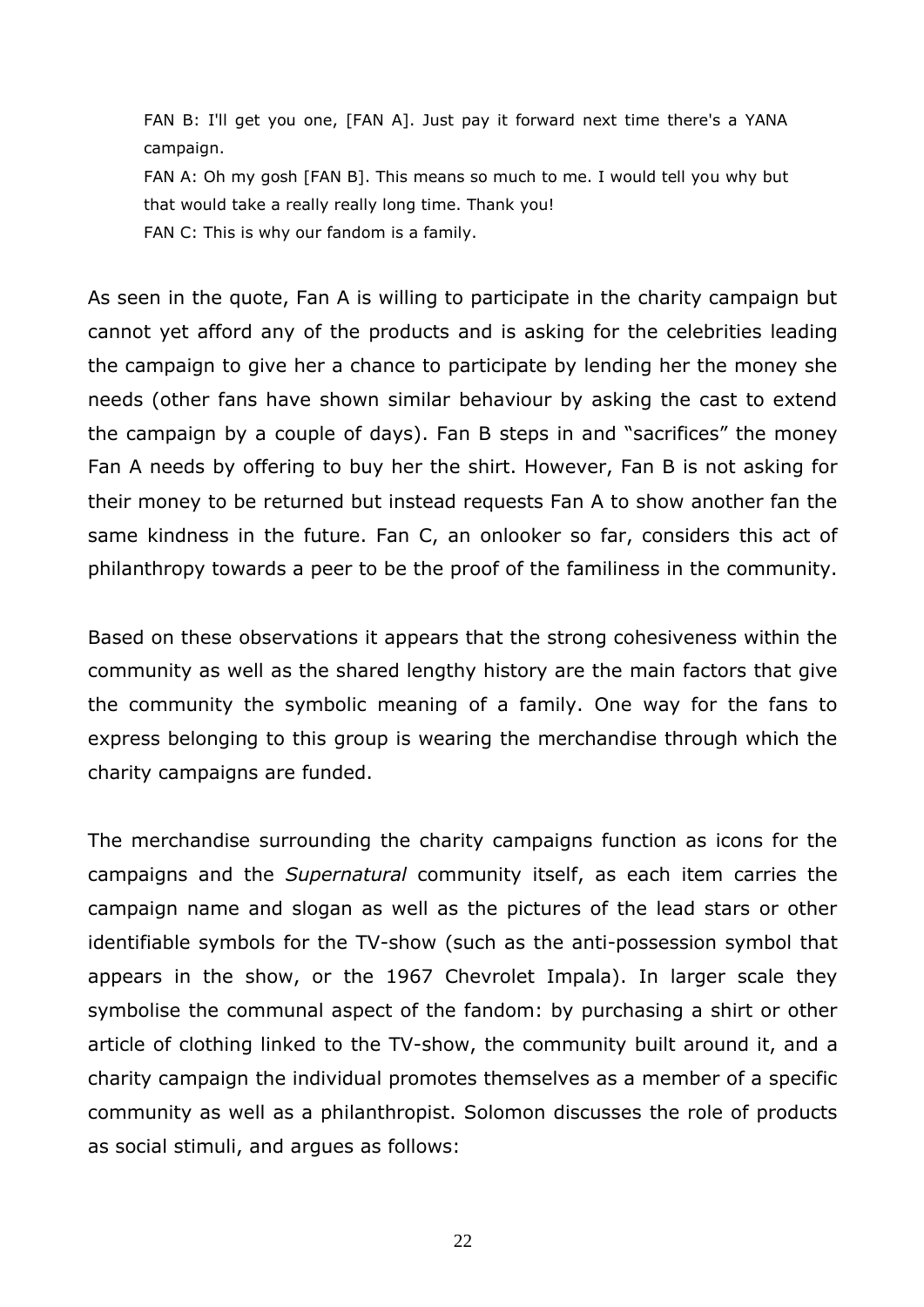> FAN B: I'll get you one, [FAN A]. Just pay it forward next time there's a YANA campaign.
> FAN A: Oh my gosh [FAN B]. This means so much to me. I would tell you why but that would take a really really long time. Thank you!
> FAN C: This is why our fandom is a family.

As seen in the quote, Fan A is willing to participate in the charity campaign but cannot yet afford any of the products and is asking for the celebrities leading the campaign to give her a chance to participate by lending her the money she needs (other fans have shown similar behaviour by asking the cast to extend the campaign by a couple of days). Fan B steps in and "sacrifices" the money Fan A needs by offering to buy her the shirt. However, Fan B is not asking for their money to be returned but instead requests Fan A to show another fan the same kindness in the future. Fan C, an onlooker so far, considers this act of philanthropy towards a peer to be the proof of the familiness in the community.

Based on these observations it appears that the strong cohesiveness within the community as well as the shared lengthy history are the main factors that give the community the symbolic meaning of a family. One way for the fans to express belonging to this group is wearing the merchandise through which the charity campaigns are funded.

The merchandise surrounding the charity campaigns function as icons for the campaigns and the *Supernatural* community itself, as each item carries the campaign name and slogan as well as the pictures of the lead stars or other identifiable symbols for the TV-show (such as the anti-possession symbol that appears in the show, or the 1967 Chevrolet Impala). In larger scale they symbolise the communal aspect of the fandom: by purchasing a shirt or other article of clothing linked to the TV-show, the community built around it, and a charity campaign the individual promotes themselves as a member of a specific community as well as a philanthropist. Solomon discusses the role of products as social stimuli, and argues as follows: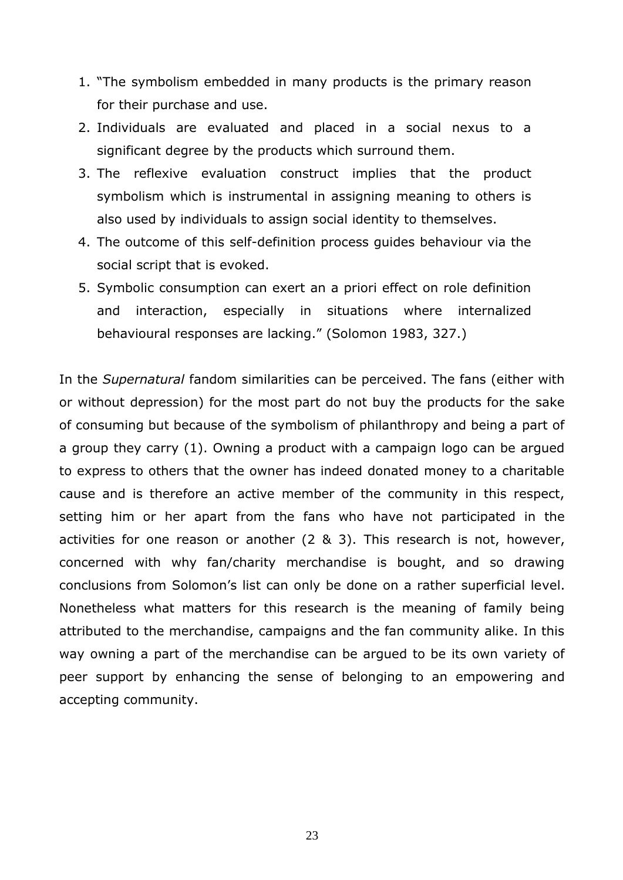1. "The symbolism embedded in many products is the primary reason for their purchase and use.
2. Individuals are evaluated and placed in a social nexus to a significant degree by the products which surround them.
3. The reflexive evaluation construct implies that the product symbolism which is instrumental in assigning meaning to others is also used by individuals to assign social identity to themselves.
4. The outcome of this self-definition process guides behaviour via the social script that is evoked.
5. Symbolic consumption can exert an a priori effect on role definition and interaction, especially in situations where internalized behavioural responses are lacking." (Solomon 1983, 327.)

In the *Supernatural* fandom similarities can be perceived. The fans (either with or without depression) for the most part do not buy the products for the sake of consuming but because of the symbolism of philanthropy and being a part of a group they carry (1). Owning a product with a campaign logo can be argued to express to others that the owner has indeed donated money to a charitable cause and is therefore an active member of the community in this respect, setting him or her apart from the fans who have not participated in the activities for one reason or another (2 & 3). This research is not, however, concerned with why fan/charity merchandise is bought, and so drawing conclusions from Solomon's list can only be done on a rather superficial level. Nonetheless what matters for this research is the meaning of family being attributed to the merchandise, campaigns and the fan community alike. In this way owning a part of the merchandise can be argued to be its own variety of peer support by enhancing the sense of belonging to an empowering and accepting community.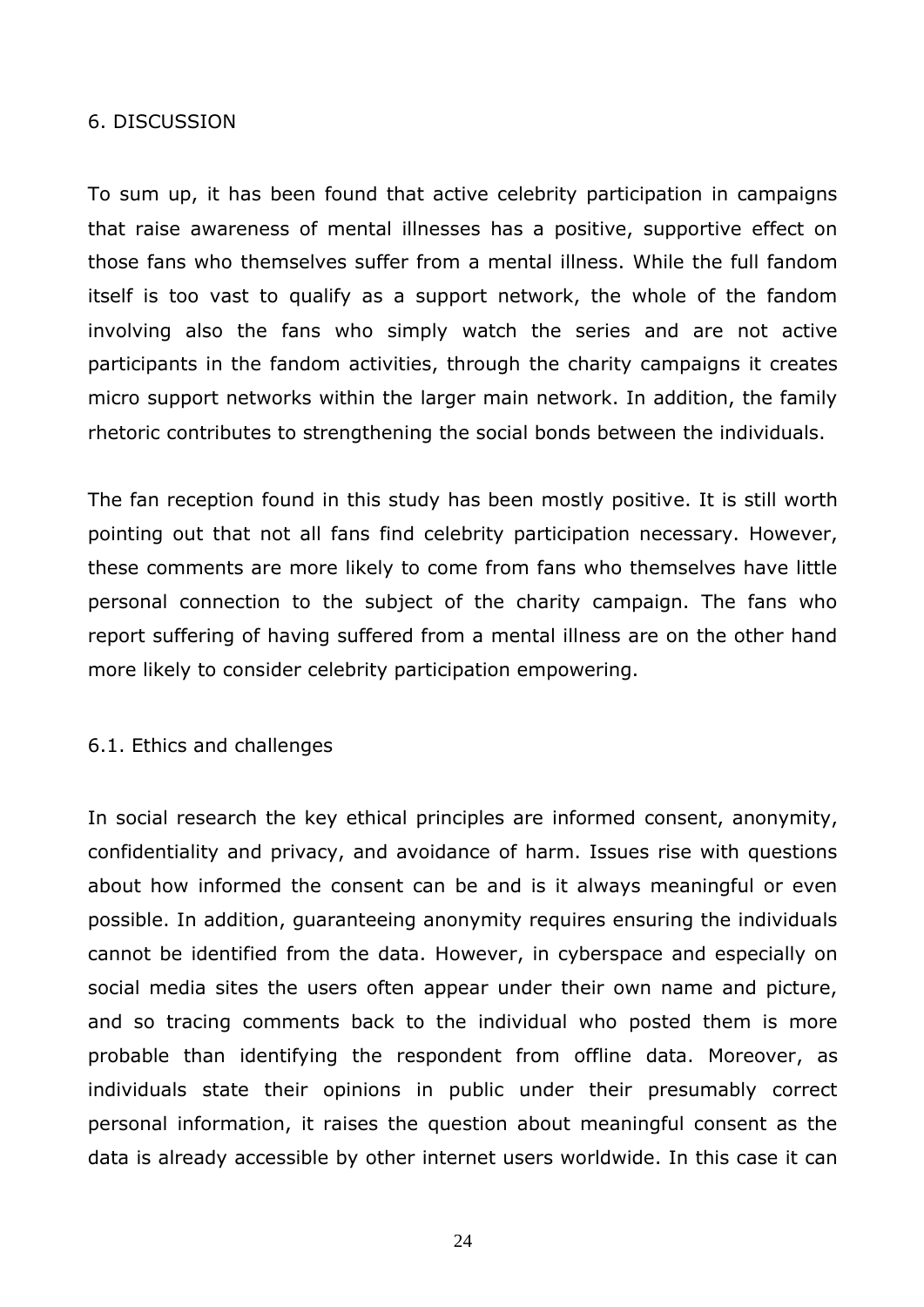## 6. DISCUSSION

To sum up, it has been found that active celebrity participation in campaigns that raise awareness of mental illnesses has a positive, supportive effect on those fans who themselves suffer from a mental illness. While the full fandom itself is too vast to qualify as a support network, the whole of the fandom involving also the fans who simply watch the series and are not active participants in the fandom activities, through the charity campaigns it creates micro support networks within the larger main network. In addition, the family rhetoric contributes to strengthening the social bonds between the individuals.

The fan reception found in this study has been mostly positive. It is still worth pointing out that not all fans find celebrity participation necessary. However, these comments are more likely to come from fans who themselves have little personal connection to the subject of the charity campaign. The fans who report suffering of having suffered from a mental illness are on the other hand more likely to consider celebrity participation empowering.

### 6.1. Ethics and challenges

In social research the key ethical principles are informed consent, anonymity, confidentiality and privacy, and avoidance of harm. Issues rise with questions about how informed the consent can be and is it always meaningful or even possible. In addition, guaranteeing anonymity requires ensuring the individuals cannot be identified from the data. However, in cyberspace and especially on social media sites the users often appear under their own name and picture, and so tracing comments back to the individual who posted them is more probable than identifying the respondent from offline data. Moreover, as individuals state their opinions in public under their presumably correct personal information, it raises the question about meaningful consent as the data is already accessible by other internet users worldwide. In this case it can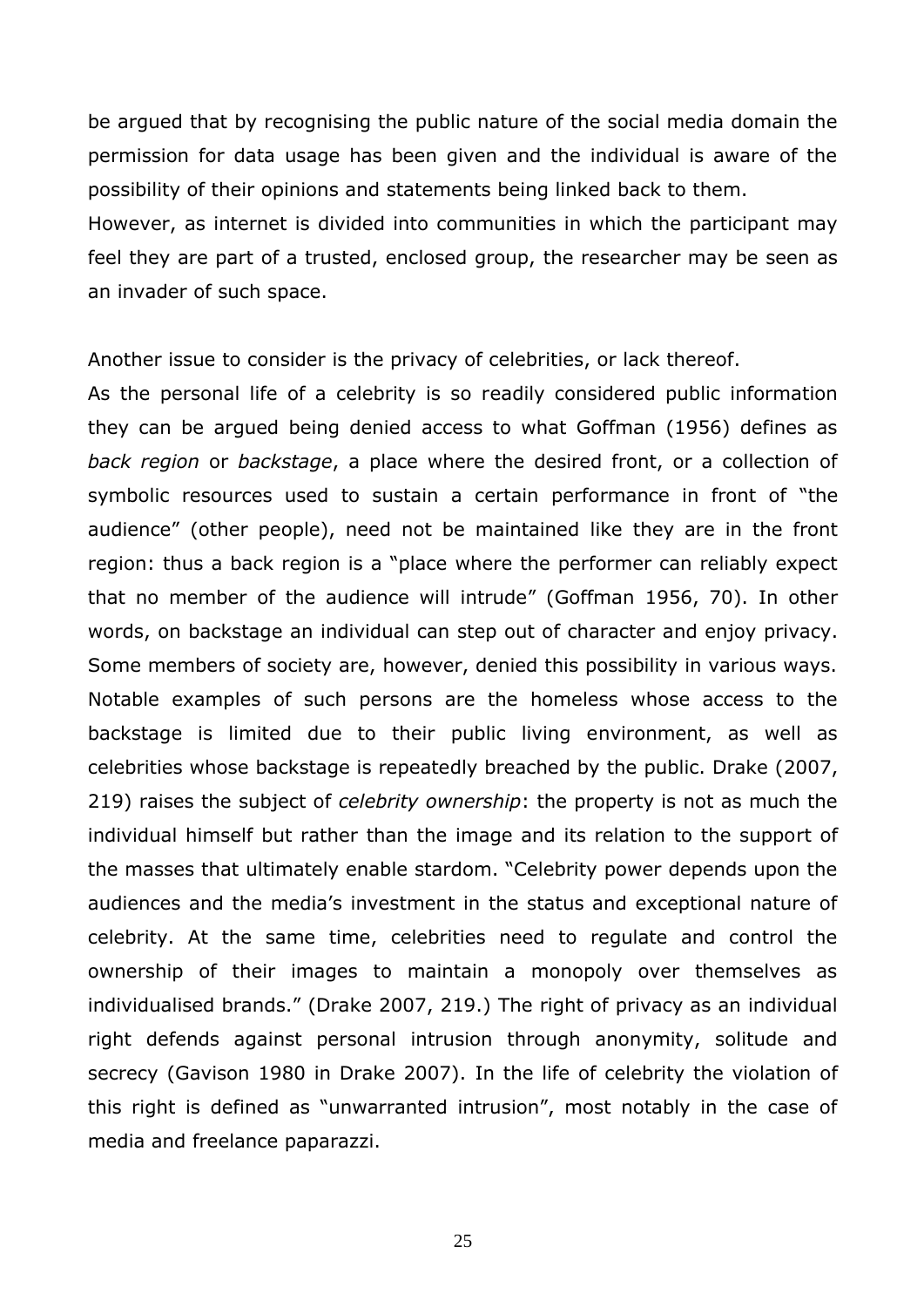be argued that by recognising the public nature of the social media domain the permission for data usage has been given and the individual is aware of the possibility of their opinions and statements being linked back to them.
However, as internet is divided into communities in which the participant may feel they are part of a trusted, enclosed group, the researcher may be seen as an invader of such space.

Another issue to consider is the privacy of celebrities, or lack thereof.
As the personal life of a celebrity is so readily considered public information they can be argued being denied access to what Goffman (1956) defines as *back region* or *backstage*, a place where the desired front, or a collection of symbolic resources used to sustain a certain performance in front of "the audience" (other people), need not be maintained like they are in the front region: thus a back region is a "place where the performer can reliably expect that no member of the audience will intrude" (Goffman 1956, 70). In other words, on backstage an individual can step out of character and enjoy privacy. Some members of society are, however, denied this possibility in various ways. Notable examples of such persons are the homeless whose access to the backstage is limited due to their public living environment, as well as celebrities whose backstage is repeatedly breached by the public. Drake (2007, 219) raises the subject of *celebrity ownership*: the property is not as much the individual himself but rather than the image and its relation to the support of the masses that ultimately enable stardom. "Celebrity power depends upon the audiences and the media's investment in the status and exceptional nature of celebrity. At the same time, celebrities need to regulate and control the ownership of their images to maintain a monopoly over themselves as individualised brands." (Drake 2007, 219.) The right of privacy as an individual right defends against personal intrusion through anonymity, solitude and secrecy (Gavison 1980 in Drake 2007). In the life of celebrity the violation of this right is defined as "unwarranted intrusion", most notably in the case of media and freelance paparazzi.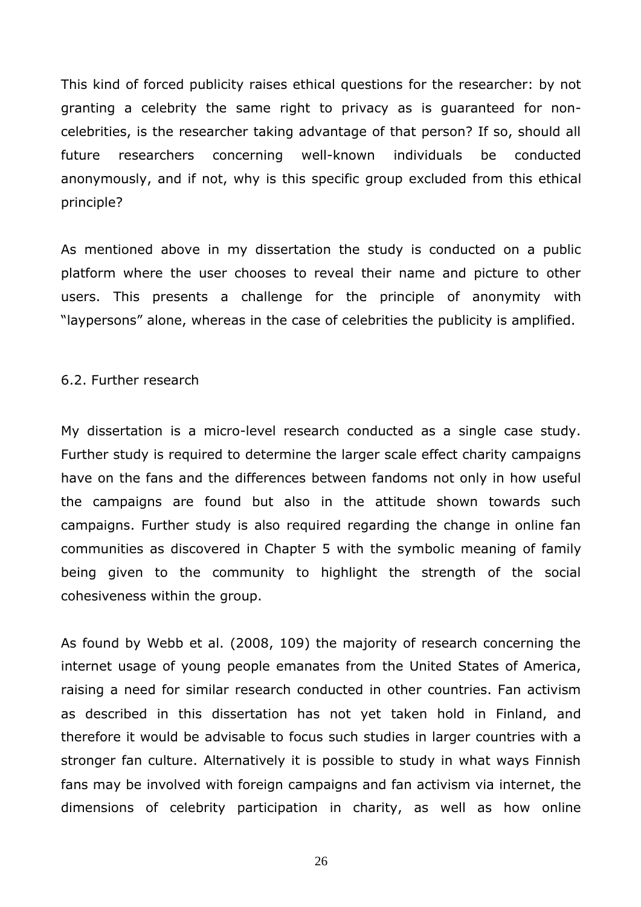This kind of forced publicity raises ethical questions for the researcher: by not granting a celebrity the same right to privacy as is guaranteed for non-celebrities, is the researcher taking advantage of that person? If so, should all future researchers concerning well-known individuals be conducted anonymously, and if not, why is this specific group excluded from this ethical principle?

As mentioned above in my dissertation the study is conducted on a public platform where the user chooses to reveal their name and picture to other users. This presents a challenge for the principle of anonymity with "laypersons" alone, whereas in the case of celebrities the publicity is amplified.

## 6.2. Further research

My dissertation is a micro-level research conducted as a single case study. Further study is required to determine the larger scale effect charity campaigns have on the fans and the differences between fandoms not only in how useful the campaigns are found but also in the attitude shown towards such campaigns. Further study is also required regarding the change in online fan communities as discovered in Chapter 5 with the symbolic meaning of family being given to the community to highlight the strength of the social cohesiveness within the group.

As found by Webb et al. (2008, 109) the majority of research concerning the internet usage of young people emanates from the United States of America, raising a need for similar research conducted in other countries. Fan activism as described in this dissertation has not yet taken hold in Finland, and therefore it would be advisable to focus such studies in larger countries with a stronger fan culture. Alternatively it is possible to study in what ways Finnish fans may be involved with foreign campaigns and fan activism via internet, the dimensions of celebrity participation in charity, as well as how online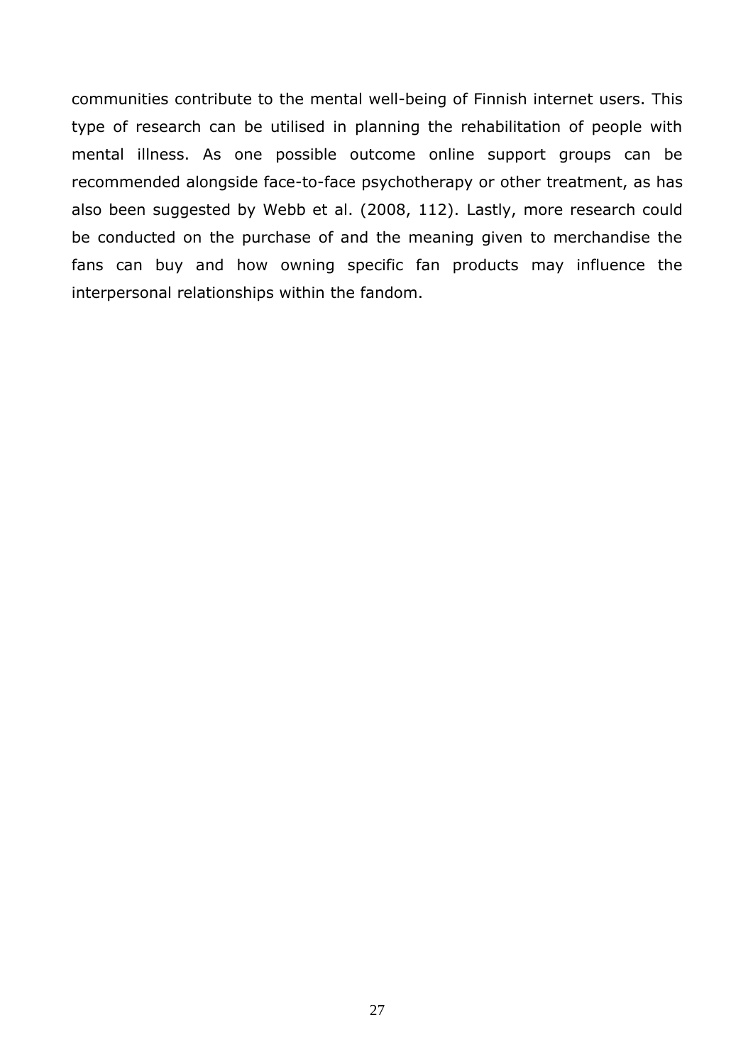communities contribute to the mental well-being of Finnish internet users. This type of research can be utilised in planning the rehabilitation of people with mental illness. As one possible outcome online support groups can be recommended alongside face-to-face psychotherapy or other treatment, as has also been suggested by Webb et al. (2008, 112). Lastly, more research could be conducted on the purchase of and the meaning given to merchandise the fans can buy and how owning specific fan products may influence the interpersonal relationships within the fandom.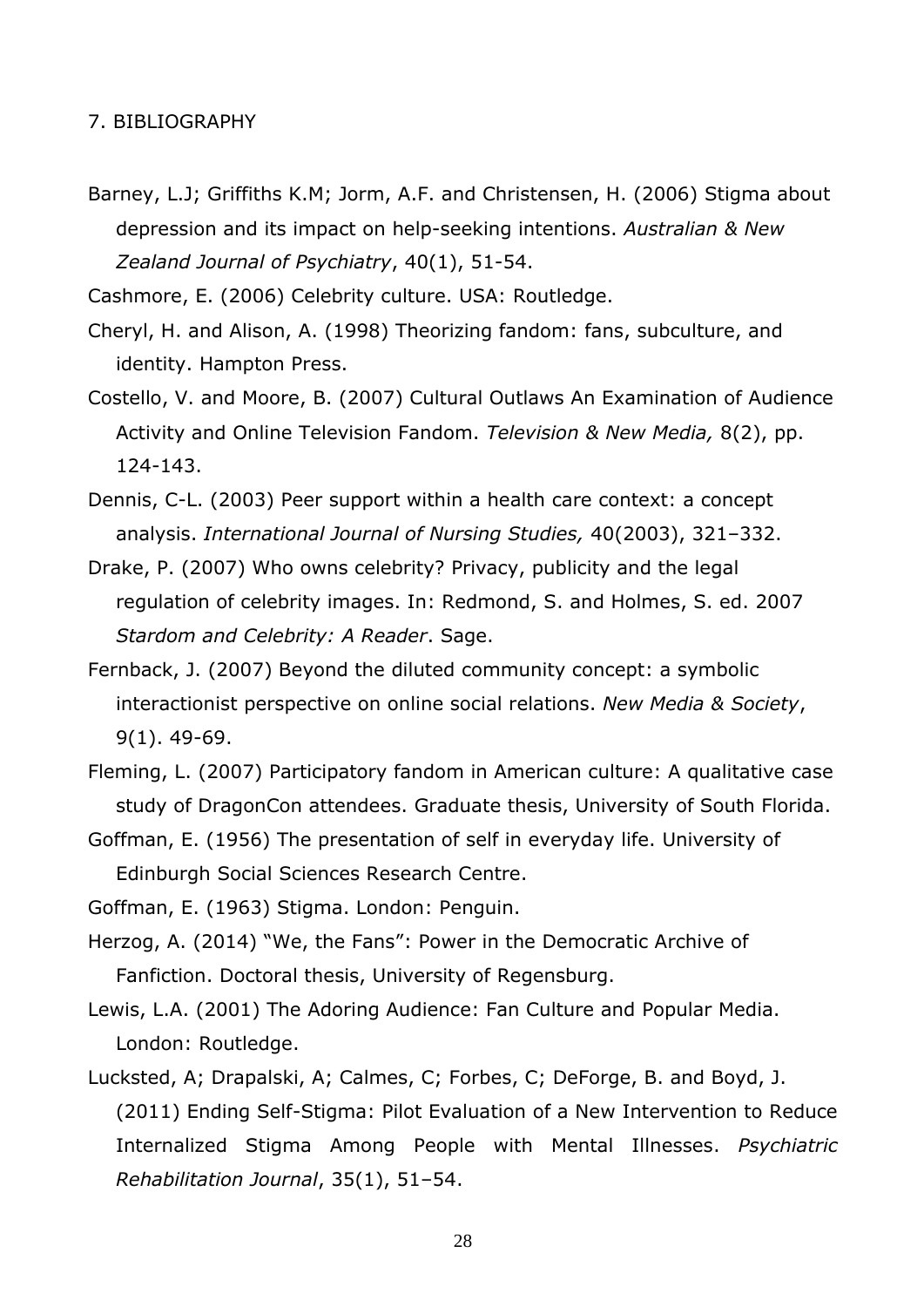# 7. BIBLIOGRAPHY

Barney, L.J; Griffiths K.M; Jorm, A.F. and Christensen, H. (2006) Stigma about depression and its impact on help-seeking intentions. *Australian & New Zealand Journal of Psychiatry*, 40(1), 51-54.

Cashmore, E. (2006) Celebrity culture. USA: Routledge.

Cheryl, H. and Alison, A. (1998) Theorizing fandom: fans, subculture, and identity. Hampton Press.

Costello, V. and Moore, B. (2007) Cultural Outlaws An Examination of Audience Activity and Online Television Fandom. *Television & New Media,* 8(2), pp. 124-143.

Dennis, C-L. (2003) Peer support within a health care context: a concept analysis. *International Journal of Nursing Studies,* 40(2003), 321–332.

Drake, P. (2007) Who owns celebrity? Privacy, publicity and the legal regulation of celebrity images. In: Redmond, S. and Holmes, S. ed. 2007 *Stardom and Celebrity: A Reader*. Sage.

Fernback, J. (2007) Beyond the diluted community concept: a symbolic interactionist perspective on online social relations. *New Media & Society*, 9(1). 49-69.

Fleming, L. (2007) Participatory fandom in American culture: A qualitative case study of DragonCon attendees. Graduate thesis, University of South Florida.

Goffman, E. (1956) The presentation of self in everyday life. University of Edinburgh Social Sciences Research Centre.

Goffman, E. (1963) Stigma. London: Penguin.

Herzog, A. (2014) "We, the Fans": Power in the Democratic Archive of Fanfiction. Doctoral thesis, University of Regensburg.

Lewis, L.A. (2001) The Adoring Audience: Fan Culture and Popular Media. London: Routledge.

Lucksted, A; Drapalski, A; Calmes, C; Forbes, C; DeForge, B. and Boyd, J. (2011) Ending Self-Stigma: Pilot Evaluation of a New Intervention to Reduce Internalized Stigma Among People with Mental Illnesses. *Psychiatric Rehabilitation Journal*, 35(1), 51–54.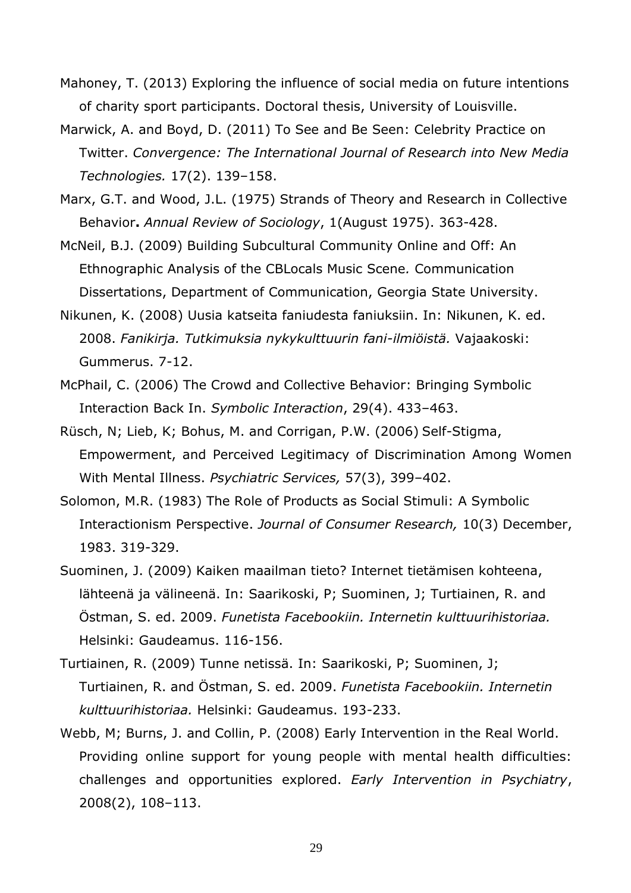Mahoney, T. (2013) Exploring the influence of social media on future intentions of charity sport participants. Doctoral thesis, University of Louisville.

Marwick, A. and Boyd, D. (2011) To See and Be Seen: Celebrity Practice on Twitter. *Convergence: The International Journal of Research into New Media Technologies.* 17(2). 139–158.

Marx, G.T. and Wood, J.L. (1975) Strands of Theory and Research in Collective Behavior**.** *Annual Review of Sociology*, 1(August 1975). 363-428.

McNeil, B.J. (2009) Building Subcultural Community Online and Off: An Ethnographic Analysis of the CBLocals Music Scene*.* Communication Dissertations, Department of Communication, Georgia State University.

Nikunen, K. (2008) Uusia katseita faniudesta faniuksiin. In: Nikunen, K. ed. 2008. *Fanikirja. Tutkimuksia nykykulttuurin fani-ilmiöistä.* Vajaakoski: Gummerus. 7-12.

McPhail, C. (2006) The Crowd and Collective Behavior: Bringing Symbolic Interaction Back In. *Symbolic Interaction*, 29(4). 433–463.

Rüsch, N; Lieb, K; Bohus, M. and Corrigan, P.W. (2006) Self-Stigma, Empowerment, and Perceived Legitimacy of Discrimination Among Women With Mental Illness. *Psychiatric Services,* 57(3), 399–402.

Solomon, M.R. (1983) The Role of Products as Social Stimuli: A Symbolic Interactionism Perspective. *Journal of Consumer Research,* 10(3) December, 1983. 319-329.

Suominen, J. (2009) Kaiken maailman tieto? Internet tietämisen kohteena, lähteenä ja välineenä. In: Saarikoski, P; Suominen, J; Turtiainen, R. and Östman, S. ed. 2009. *Funetista Facebookiin. Internetin kulttuurihistoriaa.* Helsinki: Gaudeamus. 116-156.

Turtiainen, R. (2009) Tunne netissä. In: Saarikoski, P; Suominen, J; Turtiainen, R. and Östman, S. ed. 2009. *Funetista Facebookiin. Internetin kulttuurihistoriaa.* Helsinki: Gaudeamus. 193-233.

Webb, M; Burns, J. and Collin, P. (2008) Early Intervention in the Real World. Providing online support for young people with mental health difficulties: challenges and opportunities explored. *Early Intervention in Psychiatry*, 2008(2), 108–113.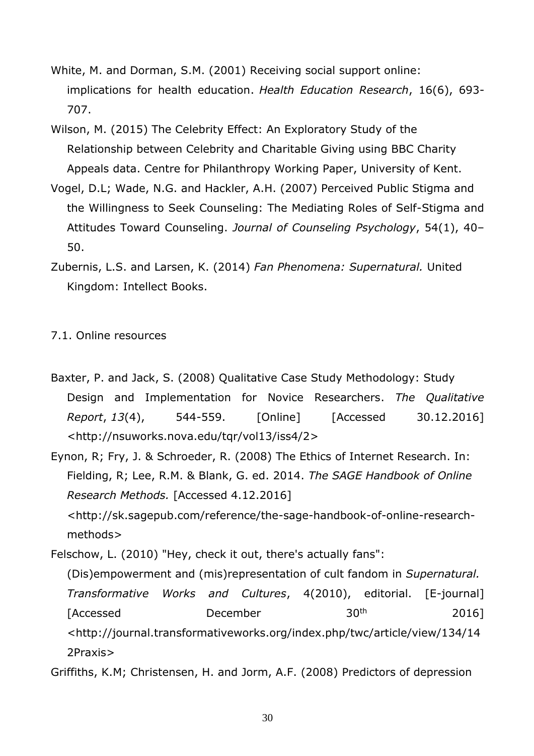White, M. and Dorman, S.M. (2001) Receiving social support online: implications for health education. *Health Education Research*, 16(6), 693-707.

Wilson, M. (2015) The Celebrity Effect: An Exploratory Study of the Relationship between Celebrity and Charitable Giving using BBC Charity Appeals data. Centre for Philanthropy Working Paper, University of Kent.

Vogel, D.L; Wade, N.G. and Hackler, A.H. (2007) Perceived Public Stigma and the Willingness to Seek Counseling: The Mediating Roles of Self-Stigma and Attitudes Toward Counseling. *Journal of Counseling Psychology*, 54(1), 40–50.

Zubernis, L.S. and Larsen, K. (2014) *Fan Phenomena: Supernatural.* United Kingdom: Intellect Books.

## 7.1. Online resources

Baxter, P. and Jack, S. (2008) Qualitative Case Study Methodology: Study Design and Implementation for Novice Researchers. *The Qualitative Report*, *13*(4), 544-559. [Online] [Accessed 30.12.2016] <http://nsuworks.nova.edu/tqr/vol13/iss4/2>

Eynon, R; Fry, J. & Schroeder, R. (2008) The Ethics of Internet Research. In: Fielding, R; Lee, R.M. & Blank, G. ed. 2014. *The SAGE Handbook of Online Research Methods.* [Accessed 4.12.2016] <http://sk.sagepub.com/reference/the-sage-handbook-of-online-research-methods>

Felschow, L. (2010) "Hey, check it out, there's actually fans": (Dis)empowerment and (mis)representation of cult fandom in *Supernatural. Transformative Works and Cultures*, 4(2010), editorial. [E-journal] [Accessed December 30th 2016] <http://journal.transformativeworks.org/index.php/twc/article/view/134/142Praxis>

Griffiths, K.M; Christensen, H. and Jorm, A.F. (2008) Predictors of depression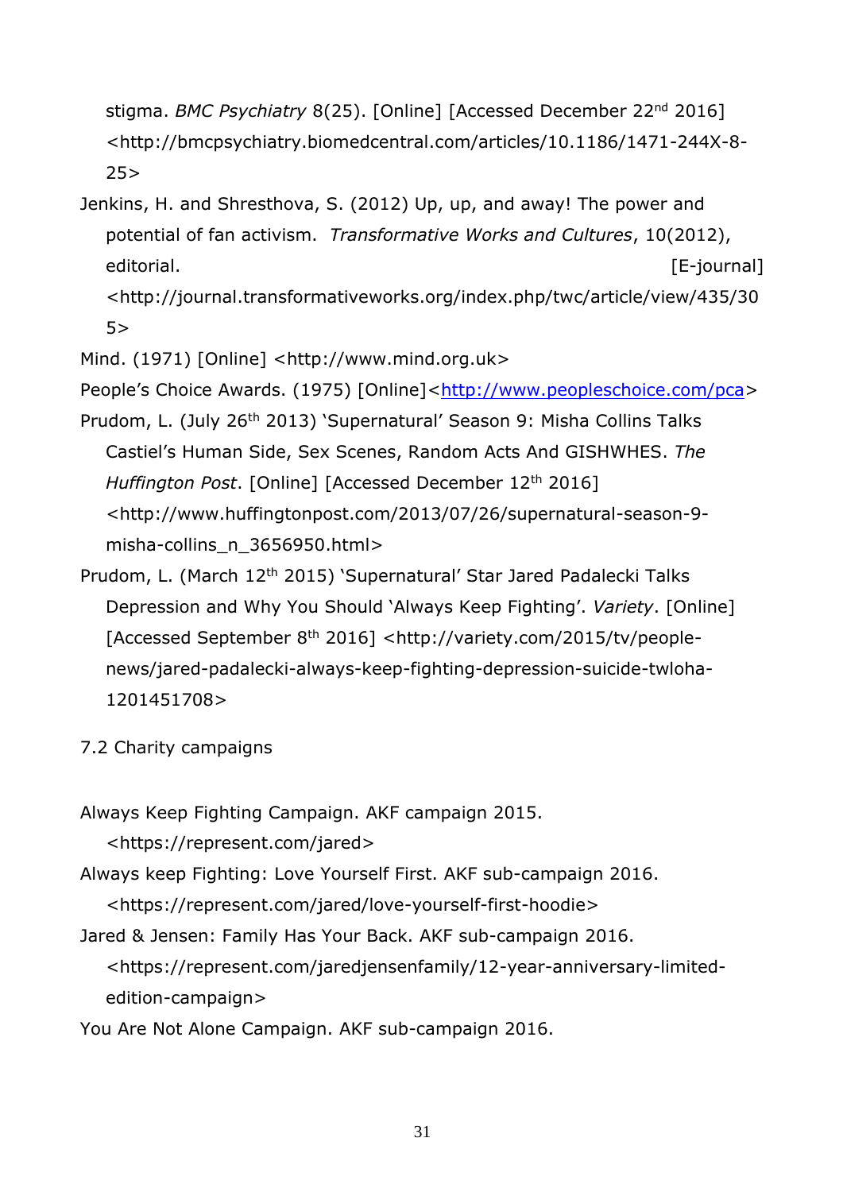stigma. *BMC Psychiatry* 8(25). [Online] [Accessed December 22nd 2016] <http://bmcpsychiatry.biomedcentral.com/articles/10.1186/1471-244X-8-25>

Jenkins, H. and Shresthova, S. (2012) Up, up, and away! The power and potential of fan activism. *Transformative Works and Cultures*, 10(2012), editorial. [E-journal] <http://journal.transformativeworks.org/index.php/twc/article/view/435/305>

Mind. (1971) [Online] <http://www.mind.org.uk>

People's Choice Awards. (1975) [Online]<http://www.peopleschoice.com/pca>

Prudom, L. (July 26th 2013) 'Supernatural' Season 9: Misha Collins Talks Castiel's Human Side, Sex Scenes, Random Acts And GISHWHES. *The Huffington Post*. [Online] [Accessed December 12th 2016] <http://www.huffingtonpost.com/2013/07/26/supernatural-season-9-misha-collins_n_3656950.html>

Prudom, L. (March 12th 2015) 'Supernatural' Star Jared Padalecki Talks Depression and Why You Should 'Always Keep Fighting'. *Variety*. [Online] [Accessed September 8th 2016] <http://variety.com/2015/tv/people-news/jared-padalecki-always-keep-fighting-depression-suicide-twloha-1201451708>

7.2 Charity campaigns

Always Keep Fighting Campaign. AKF campaign 2015. <https://represent.com/jared>

Always keep Fighting: Love Yourself First. AKF sub-campaign 2016. <https://represent.com/jared/love-yourself-first-hoodie>

Jared & Jensen: Family Has Your Back. AKF sub-campaign 2016. <https://represent.com/jaredjensenfamily/12-year-anniversary-limited-edition-campaign>

You Are Not Alone Campaign. AKF sub-campaign 2016.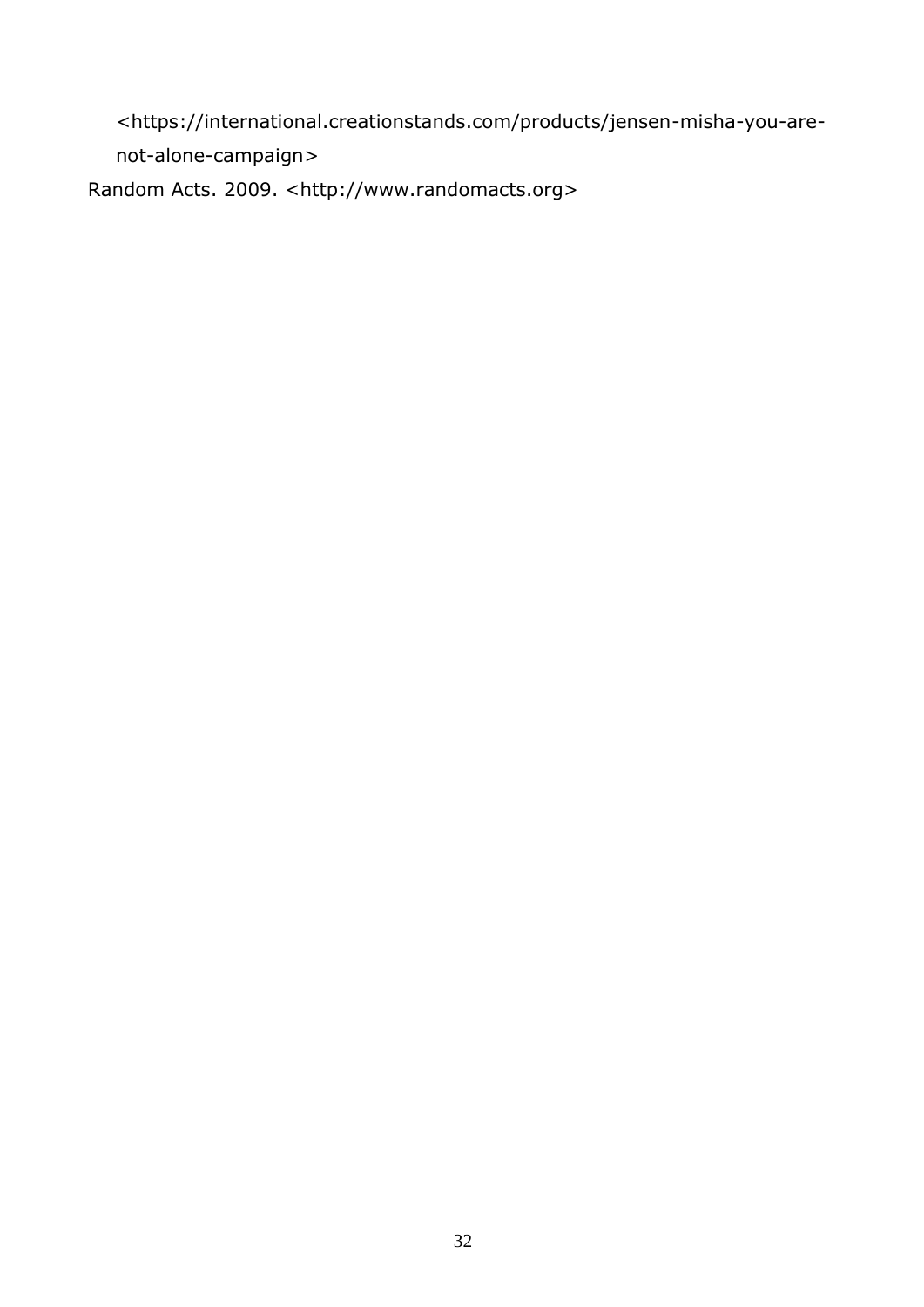<https://international.creationstands.com/products/jensen-misha-you-are-not-alone-campaign>

Random Acts. 2009. <http://www.randomacts.org>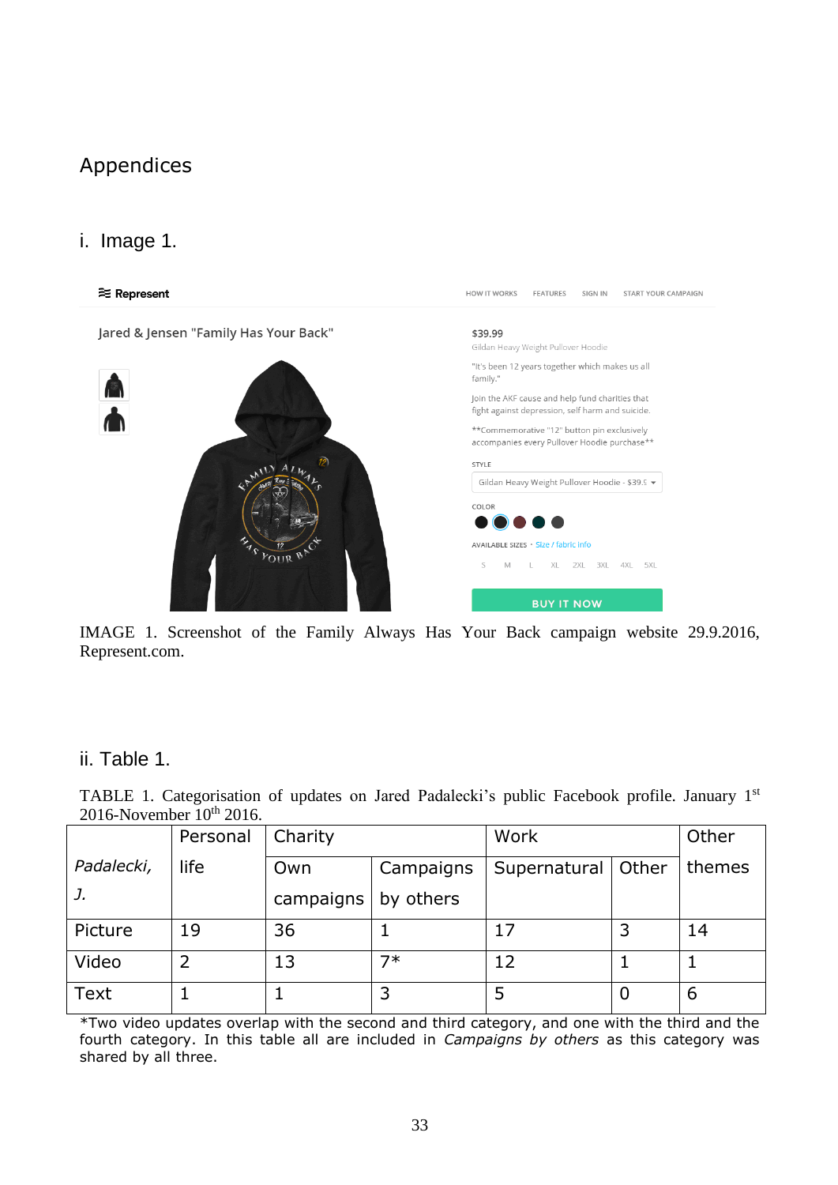# Appendices

## i. Image 1.

IMAGE 1. Screenshot of the Family Always Has Your Back campaign website 29.9.2016, Represent.com.

## ii. Table 1.

TABLE 1. Categorisation of updates on Jared Padalecki's public Facebook profile. January 1st 2016-November 10th 2016.

| *Padalecki, J.* | Personal life | Charity | | Work | | Other themes |
|---|---|---|---|---|---|---|
| | | Own campaigns | Campaigns by others | Supernatural | Other | |
| Picture | 19 | 36 | 1 | 17 | 3 | 14 |
| Video | 2 | 13 | 7* | 12 | 1 | 1 |
| Text | 1 | 1 | 3 | 5 | 0 | 6 |

*Two video updates overlap with the second and third category, and one with the third and the fourth category. In this table all are included in *Campaigns by others* as this category was shared by all three.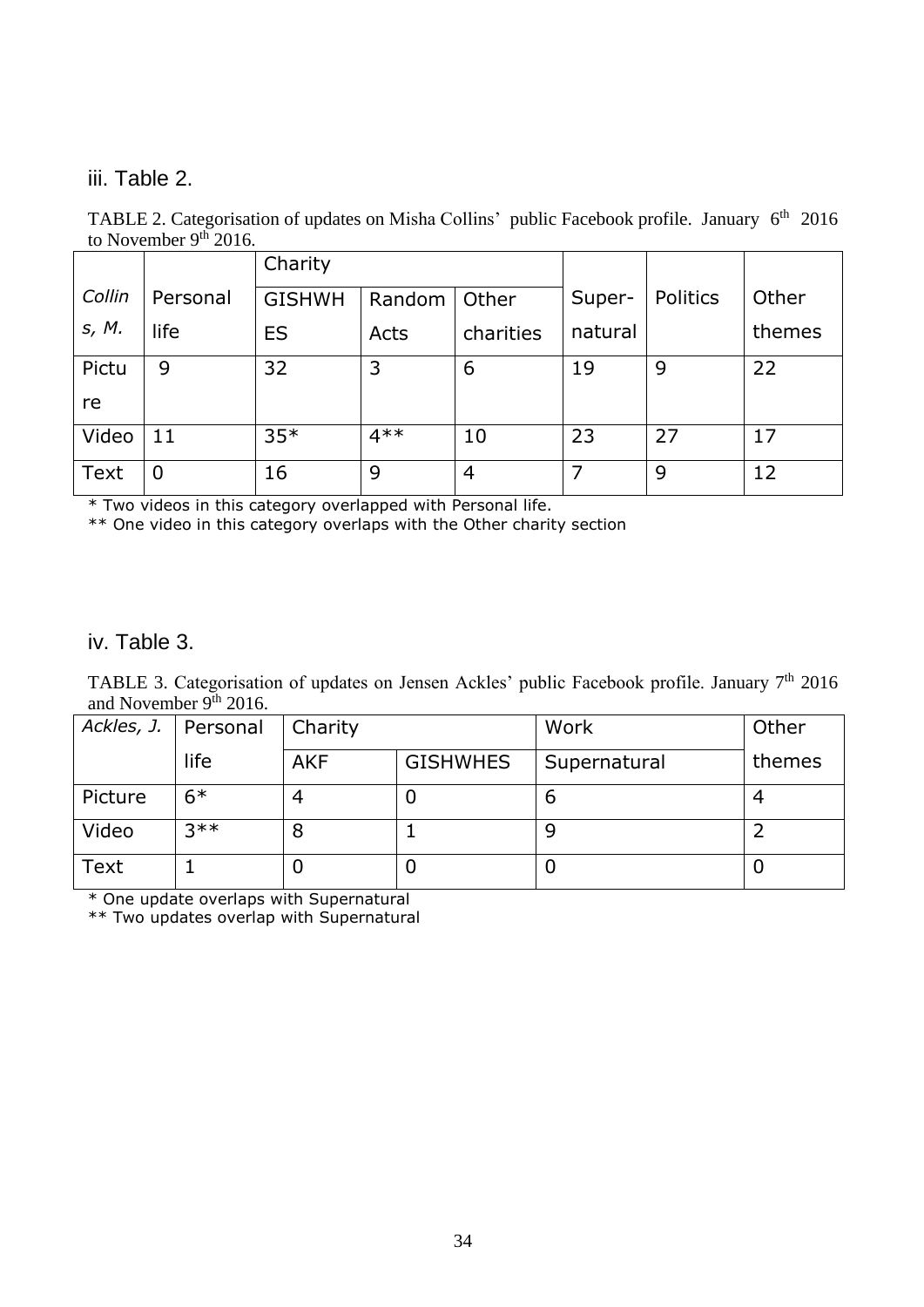iii. Table 2.

TABLE 2. Categorisation of updates on Misha Collins' public Facebook profile. January 6th 2016 to November 9th 2016.

| | | Charity | | | | | |
|---|---|---|---|---|---|---|---|
| *Collins, M.* | Personal life | GISHWHES | Random Acts | Other charities | Super-natural | Politics | Other themes |
| Picture | 9 | 32 | 3 | 6 | 19 | 9 | 22 |
| Video | 11 | 35* | 4** | 10 | 23 | 27 | 17 |
| Text | 0 | 16 | 9 | 4 | 7 | 9 | 12 |

\* Two videos in this category overlapped with Personal life.

\*\* One video in this category overlaps with the Other charity section

iv. Table 3.

TABLE 3. Categorisation of updates on Jensen Ackles' public Facebook profile. January 7th 2016 and November 9th 2016.

| *Ackles, J.* | Personal life | Charity | | Work | Other themes |
|---|---|---|---|---|---|
| | | AKF | GISHWHES | Supernatural | |
| Picture | 6* | 4 | 0 | 6 | 4 |
| Video | 3** | 8 | 1 | 9 | 2 |
| Text | 1 | 0 | 0 | 0 | 0 |

\* One update overlaps with Supernatural

\*\* Two updates overlap with Supernatural